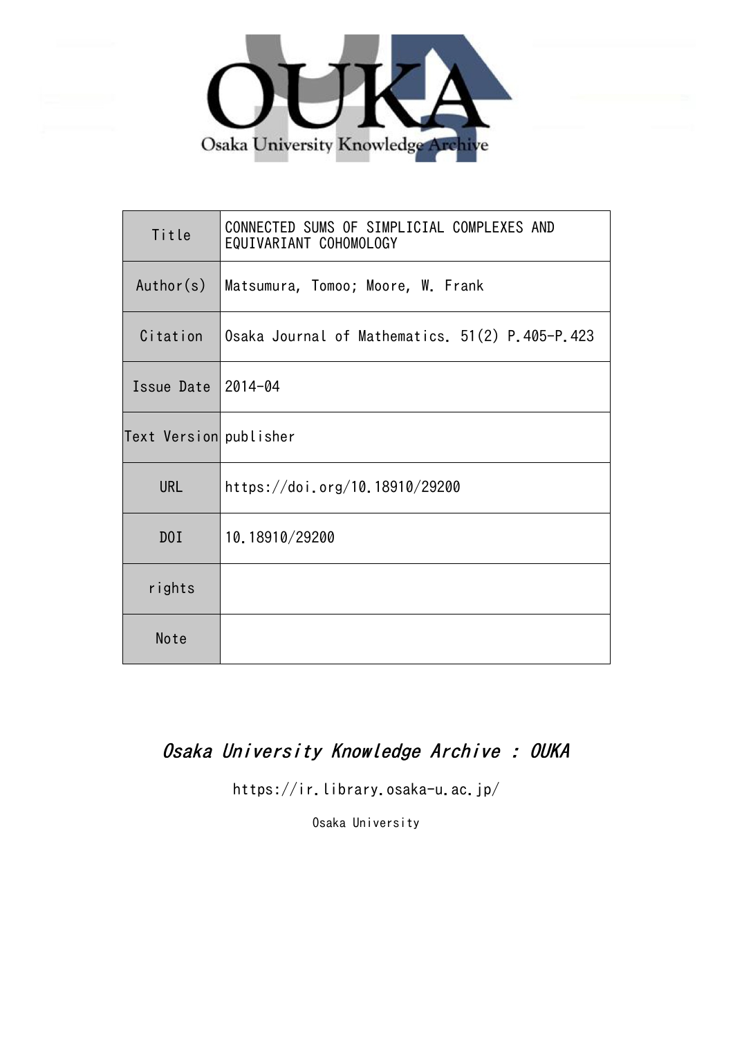Osaka University Knowledge Archive

| Title | CONNECTED SUMS OF SIMPLICIAL COMPLEXES AND EQUIVARIANT COHOMOLOGY |
| --- | --- |
| Author(s) | Matsumura, Tomoo; Moore, W. Frank |
| Citation | Osaka Journal of Mathematics. 51(2) P.405-P.423 |
| Issue Date | 2014-04 |
| Text Version | publisher |
| URL | https://doi.org/10.18910/29200 |
| DOI | 10.18910/29200 |
| rights | |
| Note | |

*Osaka University Knowledge Archive : OUKA*

https://ir.library.osaka-u.ac.jp/

Osaka University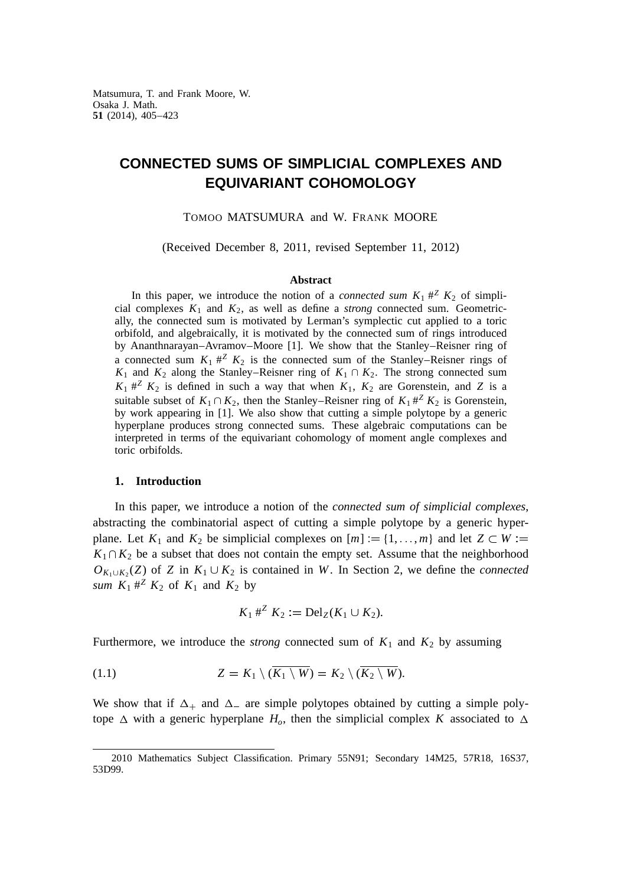Matsumura, T. and Frank Moore, W.
Osaka J. Math.
**51** (2014), 405–423

# CONNECTED SUMS OF SIMPLICIAL COMPLEXES AND EQUIVARIANT COHOMOLOGY

TOMOO MATSUMURA and W. FRANK MOORE

(Received December 8, 2011, revised September 11, 2012)

### Abstract

In this paper, we introduce the notion of a *connected sum* $K_1 \#^Z K_2$ of simplicial complexes $K_1$ and $K_2$, as well as define a *strong* connected sum. Geometrically, the connected sum is motivated by Lerman's symplectic cut applied to a toric orbifold, and algebraically, it is motivated by the connected sum of rings introduced by Ananthnarayan–Avramov–Moore [1]. We show that the Stanley–Reisner ring of a connected sum $K_1 \#^Z K_2$ is the connected sum of the Stanley–Reisner rings of $K_1$ and $K_2$ along the Stanley–Reisner ring of $K_1 \cap K_2$. The strong connected sum $K_1 \#^Z K_2$ is defined in such a way that when $K_1$, $K_2$ are Gorenstein, and $Z$ is a suitable subset of $K_1 \cap K_2$, then the Stanley–Reisner ring of $K_1 \#^Z K_2$ is Gorenstein, by work appearing in [1]. We also show that cutting a simple polytope by a generic hyperplane produces strong connected sums. These algebraic computations can be interpreted in terms of the equivariant cohomology of moment angle complexes and toric orbifolds.

## 1. Introduction

In this paper, we introduce a notion of the *connected sum of simplicial complexes*, abstracting the combinatorial aspect of cutting a simple polytope by a generic hyperplane. Let $K_1$ and $K_2$ be simplicial complexes on $[m] := \{1, \ldots, m\}$ and let $Z \subset W := K_1 \cap K_2$ be a subset that does not contain the empty set. Assume that the neighborhood $O_{K_1 \cup K_2}(Z)$ of $Z$ in $K_1 \cup K_2$ is contained in $W$. In Section 2, we define the *connected sum* $K_1 \#^Z K_2$ of $K_1$ and $K_2$ by

$$K_1 \#^Z K_2 := \mathrm{Del}_Z(K_1 \cup K_2).$$

Furthermore, we introduce the *strong* connected sum of $K_1$ and $K_2$ by assuming

$$Z = K_1 \setminus (\overline{K_1 \setminus W}) = K_2 \setminus (\overline{K_2 \setminus W}). \tag{1.1}$$

We show that if $\Delta_+$ and $\Delta_-$ are simple polytopes obtained by cutting a simple polytope $\Delta$ with a generic hyperplane $H_o$, then the simplicial complex $K$ associated to $\Delta$

2010 Mathematics Subject Classification. Primary 55N91; Secondary 14M25, 57R18, 16S37, 53D99.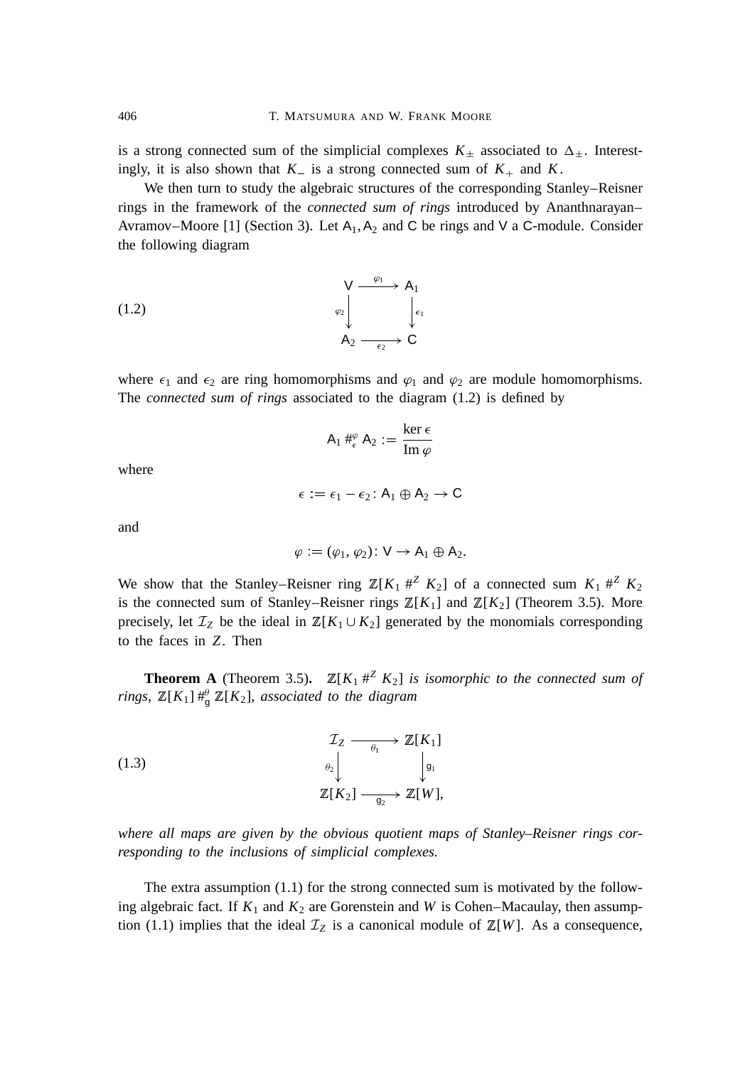is a strong connected sum of the simplicial complexes $K_\pm$ associated to $\Delta_\pm$. Interestingly, it is also shown that $K_-$ is a strong connected sum of $K_+$ and $K$.

We then turn to study the algebraic structures of the corresponding Stanley–Reisner rings in the framework of the *connected sum of rings* introduced by Ananthnarayan–Avramov–Moore [1] (Section 3). Let $\mathsf{A}_1, \mathsf{A}_2$ and $\mathsf{C}$ be rings and $\mathsf{V}$ a $\mathsf{C}$-module. Consider the following diagram

$$
\begin{array}{ccc}
\mathsf{V} & \xrightarrow{\varphi_1} & \mathsf{A}_1 \\
{\scriptstyle \varphi_2}\downarrow & & \downarrow{\scriptstyle \epsilon_1} \\
\mathsf{A}_2 & \xrightarrow[\epsilon_2]{} & \mathsf{C}
\end{array}
\tag{1.2}
$$

where $\epsilon_1$ and $\epsilon_2$ are ring homomorphisms and $\varphi_1$ and $\varphi_2$ are module homomorphisms. The *connected sum of rings* associated to the diagram (1.2) is defined by

$$
\mathsf{A}_1 \#_\epsilon^\varphi \mathsf{A}_2 := \frac{\ker \epsilon}{\operatorname{Im} \varphi}
$$

where

$$
\epsilon := \epsilon_1 - \epsilon_2 \colon \mathsf{A}_1 \oplus \mathsf{A}_2 \to \mathsf{C}
$$

and

$$
\varphi := (\varphi_1, \varphi_2) \colon \mathsf{V} \to \mathsf{A}_1 \oplus \mathsf{A}_2.
$$

We show that the Stanley–Reisner ring $\mathbb{Z}[K_1 \#^Z K_2]$ of a connected sum $K_1 \#^Z K_2$ is the connected sum of Stanley–Reisner rings $\mathbb{Z}[K_1]$ and $\mathbb{Z}[K_2]$ (Theorem 3.5). More precisely, let $\mathcal{I}_Z$ be the ideal in $\mathbb{Z}[K_1 \cup K_2]$ generated by the monomials corresponding to the faces in $Z$. Then

**Theorem A** (Theorem 3.5)**.** *$\mathbb{Z}[K_1 \#^Z K_2]$ is isomorphic to the connected sum of rings, $\mathbb{Z}[K_1] \#_{\mathsf{g}}^\theta \mathbb{Z}[K_2]$, associated to the diagram*

$$
\begin{array}{ccc}
\mathcal{I}_Z & \xrightarrow[\theta_1]{} & \mathbb{Z}[K_1] \\
{\scriptstyle \theta_2}\downarrow & & \downarrow{\scriptstyle \mathsf{g}_1} \\
\mathbb{Z}[K_2] & \xrightarrow[\mathsf{g}_2]{} & \mathbb{Z}[W],
\end{array}
\tag{1.3}
$$

*where all maps are given by the obvious quotient maps of Stanley–Reisner rings corresponding to the inclusions of simplicial complexes.*

The extra assumption (1.1) for the strong connected sum is motivated by the following algebraic fact. If $K_1$ and $K_2$ are Gorenstein and $W$ is Cohen–Macaulay, then assumption (1.1) implies that the ideal $\mathcal{I}_Z$ is a canonical module of $\mathbb{Z}[W]$. As a consequence,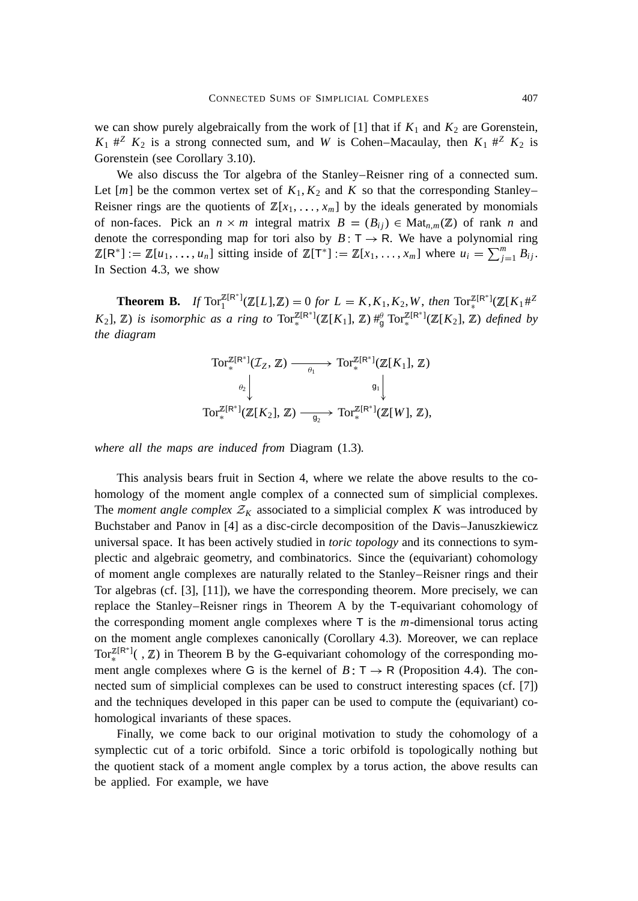we can show purely algebraically from the work of [1] that if $K_1$ and $K_2$ are Gorenstein, $K_1 \#^Z K_2$ is a strong connected sum, and $W$ is Cohen–Macaulay, then $K_1 \#^Z K_2$ is Gorenstein (see Corollary 3.10).

We also discuss the Tor algebra of the Stanley–Reisner ring of a connected sum. Let $[m]$ be the common vertex set of $K_1, K_2$ and $K$ so that the corresponding Stanley–Reisner rings are the quotients of $\mathbb{Z}[x_1, \ldots, x_m]$ by the ideals generated by monomials of non-faces. Pick an $n \times m$ integral matrix $B = (B_{ij}) \in \mathrm{Mat}_{n,m}(\mathbb{Z})$ of rank $n$ and denote the corresponding map for tori also by $B \colon \mathsf{T} \to \mathsf{R}$. We have a polynomial ring $\mathbb{Z}[\mathsf{R}^*] := \mathbb{Z}[u_1, \ldots, u_n]$ sitting inside of $\mathbb{Z}[\mathsf{T}^*] := \mathbb{Z}[x_1, \ldots, x_m]$ where $u_i = \sum_{j=1}^m B_{ij}$. In Section 4.3, we show

**Theorem B.** *If* $\mathrm{Tor}_1^{\mathbb{Z}[\mathsf{R}^*]}(\mathbb{Z}[L], \mathbb{Z}) = 0$ *for* $L = K, K_1, K_2, W$, *then* $\mathrm{Tor}_*^{\mathbb{Z}[\mathsf{R}^*]}(\mathbb{Z}[K_1 \#^Z K_2], \mathbb{Z})$ *is isomorphic as a ring to* $\mathrm{Tor}_*^{\mathbb{Z}[\mathsf{R}^*]}(\mathbb{Z}[K_1], \mathbb{Z}) \#_{\mathsf{g}}^{\theta} \mathrm{Tor}_*^{\mathbb{Z}[\mathsf{R}^*]}(\mathbb{Z}[K_2], \mathbb{Z})$ *defined by the diagram*

$$
\begin{array}{ccc}
\mathrm{Tor}_*^{\mathbb{Z}[\mathsf{R}^*]}(\mathcal{I}_Z, \mathbb{Z}) & \xrightarrow{\ \theta_1\ } & \mathrm{Tor}_*^{\mathbb{Z}[\mathsf{R}^*]}(\mathbb{Z}[K_1], \mathbb{Z}) \\
{\scriptstyle \theta_2}\downarrow & & \downarrow{\scriptstyle \mathsf{g}_1} \\
\mathrm{Tor}_*^{\mathbb{Z}[\mathsf{R}^*]}(\mathbb{Z}[K_2], \mathbb{Z}) & \xrightarrow{\ \mathsf{g}_2\ } & \mathrm{Tor}_*^{\mathbb{Z}[\mathsf{R}^*]}(\mathbb{Z}[W], \mathbb{Z}),
\end{array}
$$

*where all the maps are induced from* Diagram (1.3)*.*

This analysis bears fruit in Section 4, where we relate the above results to the cohomology of the moment angle complex of a connected sum of simplicial complexes. The *moment angle complex* $\mathcal{Z}_K$ associated to a simplicial complex $K$ was introduced by Buchstaber and Panov in [4] as a disc-circle decomposition of the Davis–Januszkiewicz universal space. It has been actively studied in *toric topology* and its connections to symplectic and algebraic geometry, and combinatorics. Since the (equivariant) cohomology of moment angle complexes are naturally related to the Stanley–Reisner rings and their Tor algebras (cf. [3], [11]), we have the corresponding theorem. More precisely, we can replace the Stanley–Reisner rings in Theorem A by the $\mathsf{T}$-equivariant cohomology of the corresponding moment angle complexes where $\mathsf{T}$ is the $m$-dimensional torus acting on the moment angle complexes canonically (Corollary 4.3). Moreover, we can replace $\mathrm{Tor}_*^{\mathbb{Z}[\mathsf{R}^*]}(\ , \mathbb{Z})$ in Theorem B by the $\mathsf{G}$-equivariant cohomology of the corresponding moment angle complexes where $\mathsf{G}$ is the kernel of $B \colon \mathsf{T} \to \mathsf{R}$ (Proposition 4.4). The connected sum of simplicial complexes can be used to construct interesting spaces (cf. [7]) and the techniques developed in this paper can be used to compute the (equivariant) cohomological invariants of these spaces.

Finally, we come back to our original motivation to study the cohomology of a symplectic cut of a toric orbifold. Since a toric orbifold is topologically nothing but the quotient stack of a moment angle complex by a torus action, the above results can be applied. For example, we have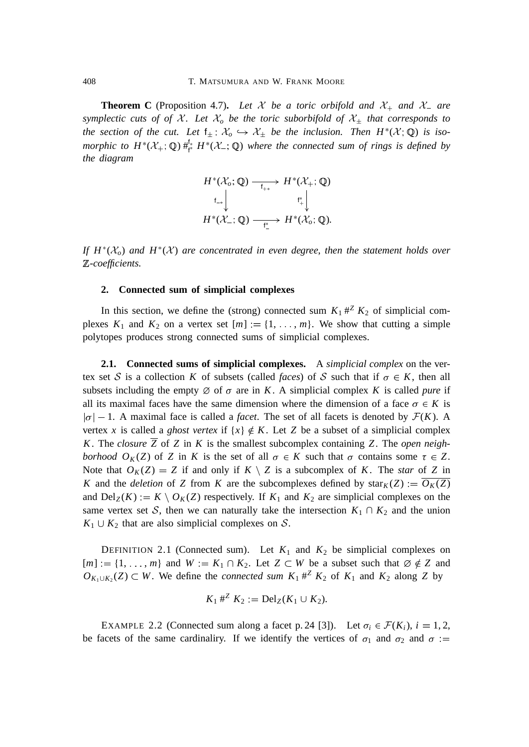**Theorem C** (Proposition 4.7)**.** *Let $\mathcal{X}$ be a toric orbifold and $\mathcal{X}_+$ and $\mathcal{X}_-$ are symplectic cuts of of $\mathcal{X}$. Let $\mathcal{X}_o$ be the toric suborbifold of $\mathcal{X}_\pm$ that corresponds to the section of the cut. Let $\mathsf{f}_\pm \colon \mathcal{X}_o \hookrightarrow \mathcal{X}_\pm$ be the inclusion. Then $H^*(\mathcal{X};\mathbb{Q})$ is isomorphic to $H^*(\mathcal{X}_+;\mathbb{Q}) \#^{\mathsf{f}_*}_{\mathsf{f}^*} H^*(\mathcal{X}_-;\mathbb{Q})$ where the connected sum of rings is defined by the diagram*

$$\begin{array}{ccc} H^*(\mathcal{X}_o;\mathbb{Q}) & \xrightarrow[\mathsf{f}_{+*}]{} & H^*(\mathcal{X}_+;\mathbb{Q}) \\ {\scriptstyle \mathsf{f}_{-*}}\big\downarrow & & \big\downarrow{\scriptstyle \mathsf{f}^*_+} \\ H^*(\mathcal{X}_-;\mathbb{Q}) & \xrightarrow[\mathsf{f}^*_-]{} & H^*(\mathcal{X}_o;\mathbb{Q}). \end{array}$$

*If $H^*(\mathcal{X}_o)$ and $H^*(\mathcal{X})$ are concentrated in even degree, then the statement holds over $\mathbb{Z}$-coefficients.*

## 2. Connected sum of simplicial complexes

In this section, we define the (strong) connected sum $K_1 \#^Z K_2$ of simplicial complexes $K_1$ and $K_2$ on a vertex set $[m] := \{1,\dots,m\}$. We show that cutting a simple polytopes produces strong connected sums of simplicial complexes.

**2.1. Connected sums of simplicial complexes.** A *simplicial complex* on the vertex set $\mathcal{S}$ is a collection $K$ of subsets (called *faces*) of $\mathcal{S}$ such that if $\sigma \in K$, then all subsets including the empty $\varnothing$ of $\sigma$ are in $K$. A simplicial complex $K$ is called *pure* if all its maximal faces have the same dimension where the dimension of a face $\sigma \in K$ is $|\sigma| - 1$. A maximal face is called a *facet*. The set of all facets is denoted by $\mathcal{F}(K)$. A vertex $x$ is called a *ghost vertex* if $\{x\} \notin K$. Let $Z$ be a subset of a simplicial complex $K$. The *closure* $\overline{Z}$ of $Z$ in $K$ is the smallest subcomplex containing $Z$. The *open neighborhood* $O_K(Z)$ of $Z$ in $K$ is the set of all $\sigma \in K$ such that $\sigma$ contains some $\tau \in Z$. Note that $O_K(Z) = Z$ if and only if $K \setminus Z$ is a subcomplex of $K$. The *star* of $Z$ in $K$ and the *deletion* of $Z$ from $K$ are the subcomplexes defined by $\mathrm{star}_K(Z) := \overline{O_K(Z)}$ and $\mathrm{Del}_Z(K) := K \setminus O_K(Z)$ respectively. If $K_1$ and $K_2$ are simplicial complexes on the same vertex set $\mathcal{S}$, then we can naturally take the intersection $K_1 \cap K_2$ and the union $K_1 \cup K_2$ that are also simplicial complexes on $\mathcal{S}$.

DEFINITION 2.1 (Connected sum). Let $K_1$ and $K_2$ be simplicial complexes on $[m] := \{1,\dots,m\}$ and $W := K_1 \cap K_2$. Let $Z \subset W$ be a subset such that $\varnothing \notin Z$ and $O_{K_1 \cup K_2}(Z) \subset W$. We define the *connected sum* $K_1 \#^Z K_2$ of $K_1$ and $K_2$ along $Z$ by

$$K_1 \#^Z K_2 := \mathrm{Del}_Z(K_1 \cup K_2).$$

EXAMPLE 2.2 (Connected sum along a facet p. 24 [3]). Let $\sigma_i \in \mathcal{F}(K_i)$, $i = 1, 2$, be facets of the same cardinaliry. If we identify the vertices of $\sigma_1$ and $\sigma_2$ and $\sigma :=$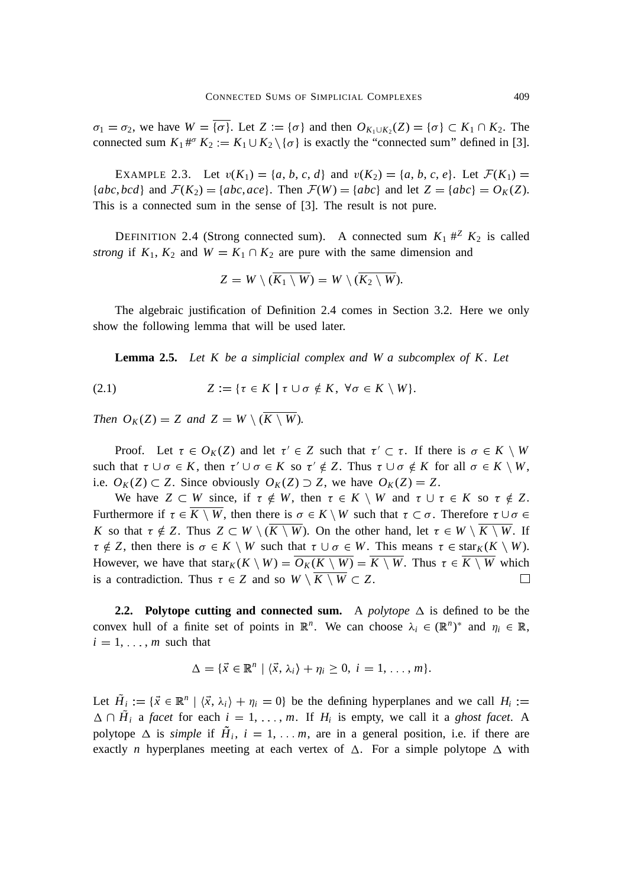$\sigma_1 = \sigma_2$, we have $W = \overline{\{\sigma\}}$. Let $Z := \{\sigma\}$ and then $O_{K_1 \cup K_2}(Z) = \{\sigma\} \subset K_1 \cap K_2$. The connected sum $K_1 \#^\sigma K_2 := K_1 \cup K_2 \setminus \{\sigma\}$ is exactly the "connected sum" defined in [3].

EXAMPLE 2.3. Let $v(K_1) = \{a, b, c, d\}$ and $v(K_2) = \{a, b, c, e\}$. Let $\mathcal{F}(K_1) = \{abc, bcd\}$ and $\mathcal{F}(K_2) = \{abc, ace\}$. Then $\mathcal{F}(W) = \{abc\}$ and let $Z = \{abc\} = O_K(Z)$. This is a connected sum in the sense of [3]. The result is not pure.

DEFINITION 2.4 (Strong connected sum). A connected sum $K_1 \#^Z K_2$ is called *strong* if $K_1$, $K_2$ and $W = K_1 \cap K_2$ are pure with the same dimension and

$$Z = W \setminus (\overline{K_1 \setminus W}) = W \setminus (\overline{K_2 \setminus W}).$$

The algebraic justification of Definition 2.4 comes in Section 3.2. Here we only show the following lemma that will be used later.

**Lemma 2.5.** *Let $K$ be a simplicial complex and $W$ a subcomplex of $K$. Let*

$$Z := \{\tau \in K \mid \tau \cup \sigma \notin K, \ \forall \sigma \in K \setminus W\}. \tag{2.1}$$

*Then $O_K(Z) = Z$ and $Z = W \setminus (\overline{K \setminus W})$.*

Proof. Let $\tau \in O_K(Z)$ and let $\tau' \in Z$ such that $\tau' \subset \tau$. If there is $\sigma \in K \setminus W$ such that $\tau \cup \sigma \in K$, then $\tau' \cup \sigma \in K$ so $\tau' \notin Z$. Thus $\tau \cup \sigma \notin K$ for all $\sigma \in K \setminus W$, i.e. $O_K(Z) \subset Z$. Since obviously $O_K(Z) \supset Z$, we have $O_K(Z) = Z$.

We have $Z \subset W$ since, if $\tau \notin W$, then $\tau \in K \setminus W$ and $\tau \cup \tau \in K$ so $\tau \notin Z$. Furthermore if $\tau \in \overline{K \setminus W}$, then there is $\sigma \in K \setminus W$ such that $\tau \subset \sigma$. Therefore $\tau \cup \sigma \in K$ so that $\tau \notin Z$. Thus $Z \subset W \setminus (\overline{K \setminus W})$. On the other hand, let $\tau \in W \setminus \overline{K \setminus W}$. If $\tau \notin Z$, then there is $\sigma \in K \setminus W$ such that $\tau \cup \sigma \in W$. This means $\tau \in \mathrm{star}_K(K \setminus W)$. However, we have that $\mathrm{star}_K(K \setminus W) = \overline{O_K(K \setminus W)} = \overline{K \setminus W}$. Thus $\tau \in \overline{K \setminus W}$ which is a contradiction. Thus $\tau \in Z$ and so $W \setminus \overline{K \setminus W} \subset Z$. $\square$

**2.2. Polytope cutting and connected sum.** A *polytope* $\Delta$ is defined to be the convex hull of a finite set of points in $\mathbb{R}^n$. We can choose $\lambda_i \in (\mathbb{R}^n)^*$ and $\eta_i \in \mathbb{R}$, $i = 1, \ldots, m$ such that

$$\Delta = \{\vec{x} \in \mathbb{R}^n \mid \langle \vec{x}, \lambda_i \rangle + \eta_i \geq 0, \ i = 1, \ldots, m\}.$$

Let $\tilde{H}_i := \{\vec{x} \in \mathbb{R}^n \mid \langle \vec{x}, \lambda_i \rangle + \eta_i = 0\}$ be the defining hyperplanes and we call $H_i := \Delta \cap \tilde{H}_i$ a *facet* for each $i = 1, \ldots, m$. If $H_i$ is empty, we call it a *ghost facet*. A polytope $\Delta$ is *simple* if $\tilde{H}_i$, $i = 1, \ldots m$, are in a general position, i.e. if there are exactly $n$ hyperplanes meeting at each vertex of $\Delta$. For a simple polytope $\Delta$ with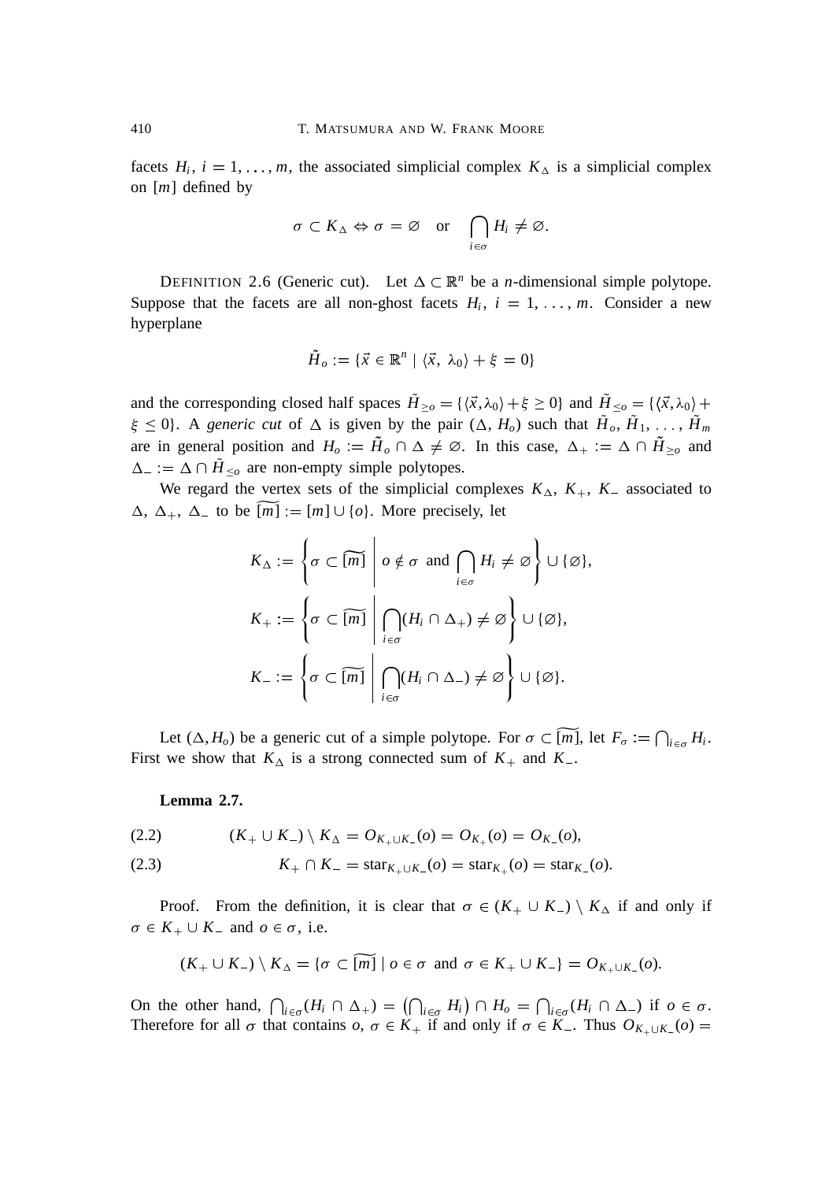facets $H_i$, $i = 1, \ldots, m$, the associated simplicial complex $K_\Delta$ is a simplicial complex on $[m]$ defined by

$$\sigma \subset K_\Delta \Leftrightarrow \sigma = \varnothing \quad \text{or} \quad \bigcap_{i \in \sigma} H_i \neq \varnothing.$$

DEFINITION 2.6 (Generic cut). Let $\Delta \subset \mathbb{R}^n$ be a $n$-dimensional simple polytope. Suppose that the facets are all non-ghost facets $H_i$, $i = 1, \ldots, m$. Consider a new hyperplane

$$\tilde{H}_o := \{\vec{x} \in \mathbb{R}^n \mid \langle \vec{x}, \lambda_0 \rangle + \xi = 0\}$$

and the corresponding closed half spaces $\tilde{H}_{\geq o} = \{\langle \vec{x}, \lambda_0 \rangle + \xi \geq 0\}$ and $\tilde{H}_{\leq o} = \{\langle \vec{x}, \lambda_0 \rangle + \xi \leq 0\}$. A *generic cut* of $\Delta$ is given by the pair $(\Delta, H_o)$ such that $\tilde{H}_o, \tilde{H}_1, \ldots, \tilde{H}_m$ are in general position and $H_o := \tilde{H}_o \cap \Delta \neq \varnothing$. In this case, $\Delta_+ := \Delta \cap \tilde{H}_{\geq o}$ and $\Delta_- := \Delta \cap \tilde{H}_{\leq o}$ are non-empty simple polytopes.

We regard the vertex sets of the simplicial complexes $K_\Delta$, $K_+$, $K_-$ associated to $\Delta$, $\Delta_+$, $\Delta_-$ to be $\widetilde{[m]} := [m] \cup \{o\}$. More precisely, let

$$K_\Delta := \left\{ \sigma \subset \widetilde{[m]} \;\middle|\; o \notin \sigma \text{ and } \bigcap_{i \in \sigma} H_i \neq \varnothing \right\} \cup \{\varnothing\},$$

$$K_+ := \left\{ \sigma \subset \widetilde{[m]} \;\middle|\; \bigcap_{i \in \sigma} (H_i \cap \Delta_+) \neq \varnothing \right\} \cup \{\varnothing\},$$

$$K_- := \left\{ \sigma \subset \widetilde{[m]} \;\middle|\; \bigcap_{i \in \sigma} (H_i \cap \Delta_-) \neq \varnothing \right\} \cup \{\varnothing\}.$$

Let $(\Delta, H_o)$ be a generic cut of a simple polytope. For $\sigma \subset \widetilde{[m]}$, let $F_\sigma := \bigcap_{i \in \sigma} H_i$. First we show that $K_\Delta$ is a strong connected sum of $K_+$ and $K_-$.

**Lemma 2.7.**

$$(K_+ \cup K_-) \setminus K_\Delta = O_{K_+ \cup K_-}(o) = O_{K_+}(o) = O_{K_-}(o), \tag{2.2}$$

$$K_+ \cap K_- = \operatorname{star}_{K_+ \cup K_-}(o) = \operatorname{star}_{K_+}(o) = \operatorname{star}_{K_-}(o). \tag{2.3}$$

Proof. From the definition, it is clear that $\sigma \in (K_+ \cup K_-) \setminus K_\Delta$ if and only if $\sigma \in K_+ \cup K_-$ and $o \in \sigma$, i.e.

$$(K_+ \cup K_-) \setminus K_\Delta = \{\sigma \subset \widetilde{[m]} \mid o \in \sigma \text{ and } \sigma \in K_+ \cup K_-\} = O_{K_+ \cup K_-}(o).$$

On the other hand, $\bigcap_{i \in \sigma} (H_i \cap \Delta_+) = \left(\bigcap_{i \in \sigma} H_i\right) \cap H_o = \bigcap_{i \in \sigma} (H_i \cap \Delta_-)$ if $o \in \sigma$. Therefore for all $\sigma$ that contains $o$, $\sigma \in K_+$ if and only if $\sigma \in K_-$. Thus $O_{K_+ \cup K_-}(o) =$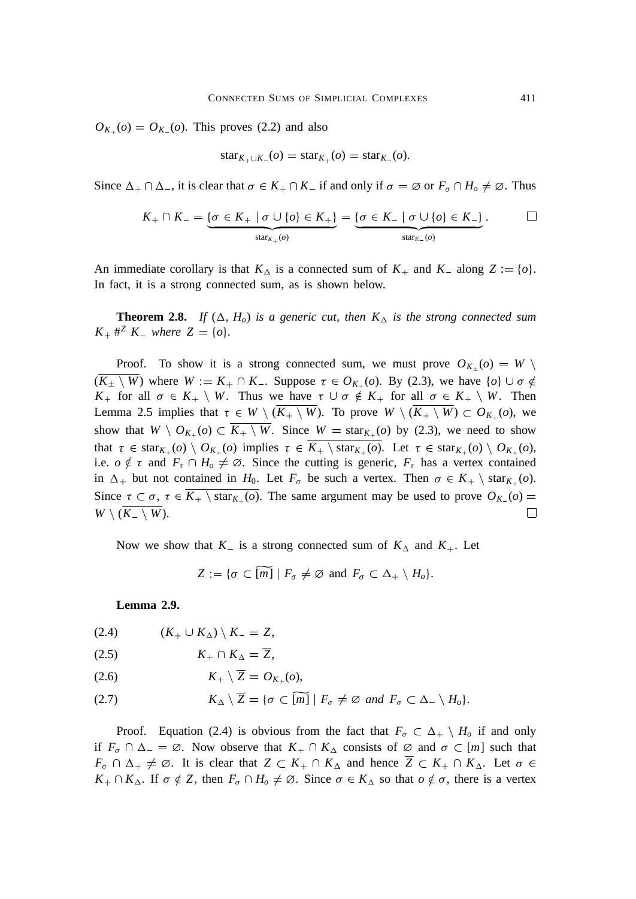$O_{K_+}(o) = O_{K_-}(o)$. This proves (2.2) and also

$$\mathrm{star}_{K_+ \cup K_-}(o) = \mathrm{star}_{K_+}(o) = \mathrm{star}_{K_-}(o).$$

Since $\Delta_+ \cap \Delta_-$, it is clear that $\sigma \in K_+ \cap K_-$ if and only if $\sigma = \varnothing$ or $F_\sigma \cap H_o \neq \varnothing$. Thus

$$K_+ \cap K_- = \underbrace{\{\sigma \in K_+ \mid \sigma \cup \{o\} \in K_+\}}_{\mathrm{star}_{K_+}(o)} = \underbrace{\{\sigma \in K_- \mid \sigma \cup \{o\} \in K_-\}}_{\mathrm{star}_{K_-}(o)}. \qquad \square$$

An immediate corollary is that $K_\Delta$ is a connected sum of $K_+$ and $K_-$ along $Z := \{o\}$. In fact, it is a strong connected sum, as is shown below.

**Theorem 2.8.** *If $(\Delta, H_o)$ is a generic cut, then $K_\Delta$ is the strong connected sum $K_+ \#^Z K_-$ where $Z = \{o\}$.*

Proof. To show it is a strong connected sum, we must prove $O_{K_\pm}(o) = W \setminus (\overline{K_\pm \setminus W})$ where $W := K_+ \cap K_-$. Suppose $\tau \in O_{K_+}(o)$. By (2.3), we have $\{o\} \cup \sigma \notin K_+$ for all $\sigma \in K_+ \setminus W$. Thus we have $\tau \cup \sigma \notin K_+$ for all $\sigma \in K_+ \setminus W$. Then Lemma 2.5 implies that $\tau \in W \setminus (\overline{K_+ \setminus W})$. To prove $W \setminus (\overline{K_+ \setminus W}) \subset O_{K_+}(o)$, we show that $W \setminus O_{K_+}(o) \subset \overline{K_+ \setminus W}$. Since $W = \mathrm{star}_{K_+}(o)$ by (2.3), we need to show that $\tau \in \mathrm{star}_{K_+}(o) \setminus O_{K_+}(o)$ implies $\tau \in \overline{K_+ \setminus \mathrm{star}_{K_+}(o)}$. Let $\tau \in \mathrm{star}_{K_+}(o) \setminus O_{K_+}(o)$, i.e. $o \notin \tau$ and $F_\tau \cap H_o \neq \varnothing$. Since the cutting is generic, $F_\tau$ has a vertex contained in $\Delta_+$ but not contained in $H_0$. Let $F_\sigma$ be such a vertex. Then $\sigma \in K_+ \setminus \mathrm{star}_{K_+}(o)$. Since $\tau \subset \sigma$, $\tau \in \overline{K_+ \setminus \mathrm{star}_{K_+}(o)}$. The same argument may be used to prove $O_{K_-}(o) = W \setminus (\overline{K_- \setminus W})$. $\square$

Now we show that $K_-$ is a strong connected sum of $K_\Delta$ and $K_+$. Let

$$Z := \{\sigma \subset \widetilde{[m]} \mid F_\sigma \neq \varnothing \text{ and } F_\sigma \subset \Delta_+ \setminus H_o\}.$$

**Lemma 2.9.**

$$(K_+ \cup K_\Delta) \setminus K_- = Z, \tag{2.4}$$

$$K_+ \cap K_\Delta = \overline{Z}, \tag{2.5}$$

$$K_+ \setminus \overline{Z} = O_{K_+}(o), \tag{2.6}$$

$$K_\Delta \setminus \overline{Z} = \{\sigma \subset \widetilde{[m]} \mid F_\sigma \neq \varnothing \textit{ and } F_\sigma \subset \Delta_- \setminus H_o\}. \tag{2.7}$$

Proof. Equation (2.4) is obvious from the fact that $F_\sigma \subset \Delta_+ \setminus H_o$ if and only if $F_\sigma \cap \Delta_- = \varnothing$. Now observe that $K_+ \cap K_\Delta$ consists of $\varnothing$ and $\sigma \subset [m]$ such that $F_\sigma \cap \Delta_+ \neq \varnothing$. It is clear that $Z \subset K_+ \cap K_\Delta$ and hence $\overline{Z} \subset K_+ \cap K_\Delta$. Let $\sigma \in K_+ \cap K_\Delta$. If $\sigma \notin Z$, then $F_\sigma \cap H_o \neq \varnothing$. Since $\sigma \in K_\Delta$ so that $o \notin \sigma$, there is a vertex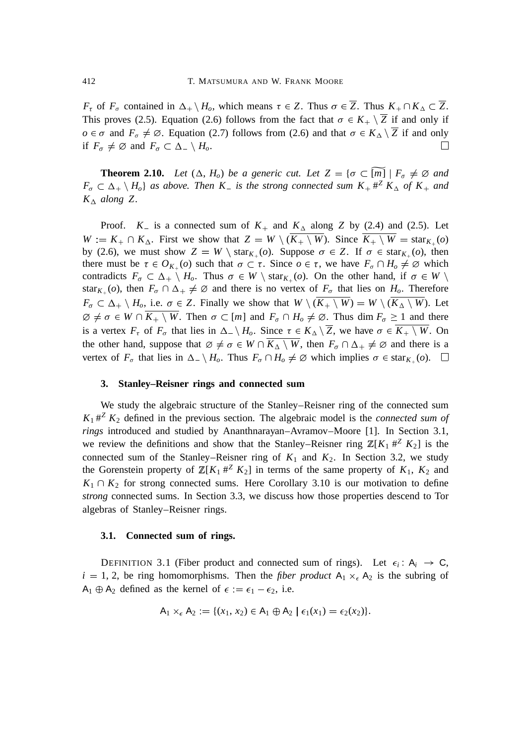$F_\tau$ of $F_\sigma$ contained in $\Delta_+ \setminus H_o$, which means $\tau \in Z$. Thus $\sigma \in \overline{Z}$. Thus $K_+ \cap K_\Delta \subset \overline{Z}$. This proves (2.5). Equation (2.6) follows from the fact that $\sigma \in K_+ \setminus \overline{Z}$ if and only if $o \in \sigma$ and $F_\sigma \neq \varnothing$. Equation (2.7) follows from (2.6) and that $\sigma \in K_\Delta \setminus \overline{Z}$ if and only if $F_\sigma \neq \varnothing$ and $F_\sigma \subset \Delta_- \setminus H_o$. $\square$

**Theorem 2.10.** *Let $(\Delta, H_o)$ be a generic cut. Let $Z = \{\sigma \subset \widetilde{[m]} \mid F_\sigma \neq \varnothing$ and $F_\sigma \subset \Delta_+ \setminus H_o\}$ as above. Then $K_-$ is the strong connected sum $K_+ \#^Z K_\Delta$ of $K_+$ and $K_\Delta$ along $Z$.*

Proof. $K_-$ is a connected sum of $K_+$ and $K_\Delta$ along $Z$ by (2.4) and (2.5). Let $W := K_+ \cap K_\Delta$. First we show that $Z = W \setminus (\overline{K_+ \setminus W})$. Since $\overline{K_+ \setminus W} = \mathrm{star}_{K_+}(o)$ by (2.6), we must show $Z = W \setminus \mathrm{star}_{K_+}(o)$. Suppose $\sigma \in Z$. If $\sigma \in \mathrm{star}_{K_+}(o)$, then there must be $\tau \in O_{K_+}(o)$ such that $\sigma \subset \tau$. Since $o \in \tau$, we have $F_\sigma \cap H_o \neq \varnothing$ which contradicts $F_\sigma \subset \Delta_+ \setminus H_o$. Thus $\sigma \in W \setminus \mathrm{star}_{K_+}(o)$. On the other hand, if $\sigma \in W \setminus \mathrm{star}_{K_+}(o)$, then $F_\sigma \cap \Delta_+ \neq \varnothing$ and there is no vertex of $F_\sigma$ that lies on $H_o$. Therefore $F_\sigma \subset \Delta_+ \setminus H_o$, i.e. $\sigma \in Z$. Finally we show that $W \setminus (\overline{K_+ \setminus W}) = W \setminus (\overline{K_\Delta \setminus W})$. Let $\varnothing \neq \sigma \in W \cap \overline{K_+ \setminus W}$. Then $\sigma \subset [m]$ and $F_\sigma \cap H_o \neq \varnothing$. Thus $\dim F_\sigma \geq 1$ and there is a vertex $F_\tau$ of $F_\sigma$ that lies in $\Delta_- \setminus H_o$. Since $\tau \in K_\Delta \setminus \overline{Z}$, we have $\sigma \in \overline{K_+ \setminus W}$. On the other hand, suppose that $\varnothing \neq \sigma \in W \cap \overline{K_\Delta \setminus W}$, then $F_\sigma \cap \Delta_+ \neq \varnothing$ and there is a vertex of $F_\sigma$ that lies in $\Delta_- \setminus H_o$. Thus $F_\sigma \cap H_o \neq \varnothing$ which implies $\sigma \in \mathrm{star}_{K_+}(o)$. $\square$

## 3. Stanley–Reisner rings and connected sum

We study the algebraic structure of the Stanley–Reisner ring of the connected sum $K_1 \#^Z K_2$ defined in the previous section. The algebraic model is the *connected sum of rings* introduced and studied by Ananthnarayan–Avramov–Moore [1]. In Section 3.1, we review the definitions and show that the Stanley–Reisner ring $\mathbb{Z}[K_1 \#^Z K_2]$ is the connected sum of the Stanley–Reisner ring of $K_1$ and $K_2$. In Section 3.2, we study the Gorenstein property of $\mathbb{Z}[K_1 \#^Z K_2]$ in terms of the same property of $K_1$, $K_2$ and $K_1 \cap K_2$ for strong connected sums. Here Corollary 3.10 is our motivation to define *strong* connected sums. In Section 3.3, we discuss how those properties descend to Tor algebras of Stanley–Reisner rings.

### 3.1. Connected sum of rings.

DEFINITION 3.1 (Fiber product and connected sum of rings). Let $\epsilon_i \colon \mathsf{A}_i \to \mathsf{C}$, $i = 1, 2$, be ring homomorphisms. Then the *fiber product* $\mathsf{A}_1 \times_\epsilon \mathsf{A}_2$ is the subring of $\mathsf{A}_1 \oplus \mathsf{A}_2$ defined as the kernel of $\epsilon := \epsilon_1 - \epsilon_2$, i.e.

$$\mathsf{A}_1 \times_\epsilon \mathsf{A}_2 := \{(x_1, x_2) \in \mathsf{A}_1 \oplus \mathsf{A}_2 \mid \epsilon_1(x_1) = \epsilon_2(x_2)\}.$$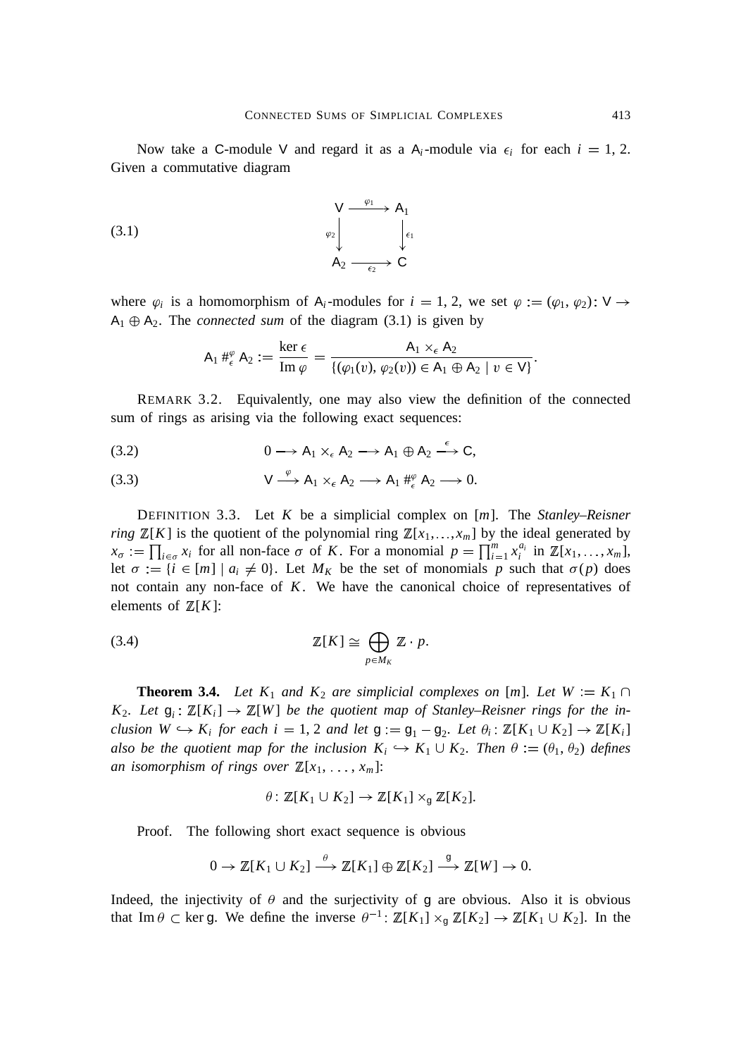Now take a $\mathsf{C}$-module $\mathsf{V}$ and regard it as a $\mathsf{A}_i$-module via $\epsilon_i$ for each $i = 1, 2$. Given a commutative diagram

$$
\begin{array}{ccc}
\mathsf{V} & \xrightarrow{\varphi_1} & \mathsf{A}_1 \\
{\scriptstyle \varphi_2}\downarrow & & \downarrow{\scriptstyle \epsilon_1} \\
\mathsf{A}_2 & \xrightarrow[\epsilon_2]{} & \mathsf{C}
\end{array}
\tag{3.1}
$$

where $\varphi_i$ is a homomorphism of $\mathsf{A}_i$-modules for $i = 1, 2$, we set $\varphi := (\varphi_1, \varphi_2) \colon \mathsf{V} \to \mathsf{A}_1 \oplus \mathsf{A}_2$. The *connected sum* of the diagram (3.1) is given by

$$
\mathsf{A}_1 \#_\epsilon^\varphi \mathsf{A}_2 := \frac{\ker \epsilon}{\operatorname{Im} \varphi} = \frac{\mathsf{A}_1 \times_\epsilon \mathsf{A}_2}{\{(\varphi_1(v), \varphi_2(v)) \in \mathsf{A}_1 \oplus \mathsf{A}_2 \mid v \in \mathsf{V}\}}.
$$

REMARK 3.2. Equivalently, one may also view the definition of the connected sum of rings as arising via the following exact sequences:

$$
0 \longrightarrow \mathsf{A}_1 \times_\epsilon \mathsf{A}_2 \longrightarrow \mathsf{A}_1 \oplus \mathsf{A}_2 \xrightarrow{\epsilon} \mathsf{C}, \tag{3.2}
$$

$$
\mathsf{V} \xrightarrow{\varphi} \mathsf{A}_1 \times_\epsilon \mathsf{A}_2 \longrightarrow \mathsf{A}_1 \#_\epsilon^\varphi \mathsf{A}_2 \longrightarrow 0. \tag{3.3}
$$

DEFINITION 3.3. Let $K$ be a simplicial complex on $[m]$. The *Stanley–Reisner ring* $\mathbb{Z}[K]$ is the quotient of the polynomial ring $\mathbb{Z}[x_1, \ldots, x_m]$ by the ideal generated by $x_\sigma := \prod_{i \in \sigma} x_i$ for all non-face $\sigma$ of $K$. For a monomial $p = \prod_{i=1}^m x_i^{a_i}$ in $\mathbb{Z}[x_1, \ldots, x_m]$, let $\sigma := \{i \in [m] \mid a_i \neq 0\}$. Let $M_K$ be the set of monomials $p$ such that $\sigma(p)$ does not contain any non-face of $K$. We have the canonical choice of representatives of elements of $\mathbb{Z}[K]$:

$$
\mathbb{Z}[K] \cong \bigoplus_{p \in M_K} \mathbb{Z} \cdot p. \tag{3.4}
$$

**Theorem 3.4.** *Let $K_1$ and $K_2$ are simplicial complexes on $[m]$. Let $W := K_1 \cap K_2$. Let $\mathsf{g}_i \colon \mathbb{Z}[K_i] \to \mathbb{Z}[W]$ be the quotient map of Stanley–Reisner rings for the inclusion $W \hookrightarrow K_i$ for each $i = 1, 2$ and let $\mathsf{g} := \mathsf{g}_1 - \mathsf{g}_2$. Let $\theta_i \colon \mathbb{Z}[K_1 \cup K_2] \to \mathbb{Z}[K_i]$ also be the quotient map for the inclusion $K_i \hookrightarrow K_1 \cup K_2$. Then $\theta := (\theta_1, \theta_2)$ defines an isomorphism of rings over $\mathbb{Z}[x_1, \ldots, x_m]$:*

$$
\theta \colon \mathbb{Z}[K_1 \cup K_2] \to \mathbb{Z}[K_1] \times_{\mathsf{g}} \mathbb{Z}[K_2].
$$

Proof. The following short exact sequence is obvious

$$
0 \to \mathbb{Z}[K_1 \cup K_2] \xrightarrow{\theta} \mathbb{Z}[K_1] \oplus \mathbb{Z}[K_2] \xrightarrow{\mathsf{g}} \mathbb{Z}[W] \to 0.
$$

Indeed, the injectivity of $\theta$ and the surjectivity of $\mathsf{g}$ are obvious. Also it is obvious that $\operatorname{Im} \theta \subset \ker \mathsf{g}$. We define the inverse $\theta^{-1} \colon \mathbb{Z}[K_1] \times_{\mathsf{g}} \mathbb{Z}[K_2] \to \mathbb{Z}[K_1 \cup K_2]$. In the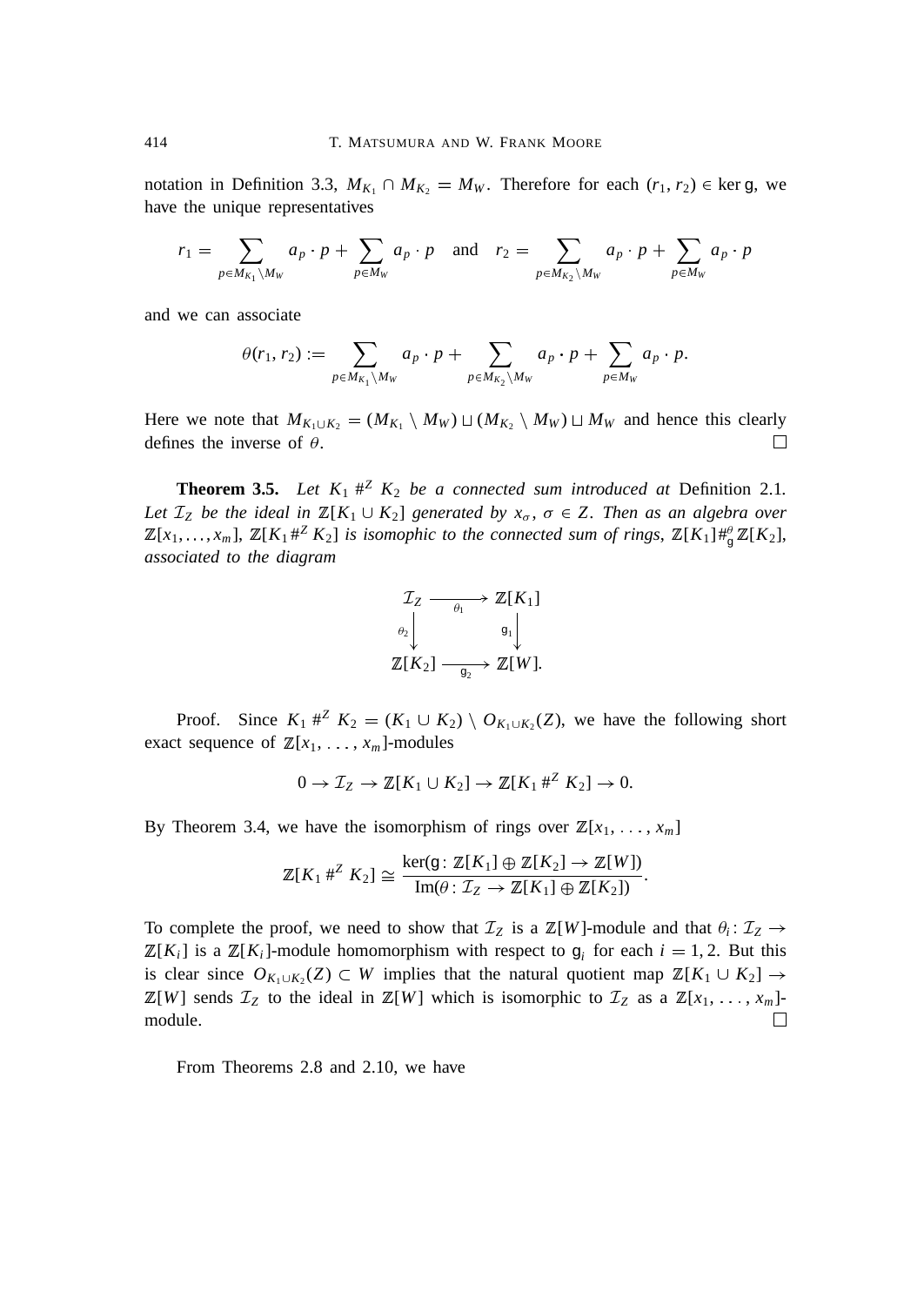notation in Definition 3.3, $M_{K_1} \cap M_{K_2} = M_W$. Therefore for each $(r_1, r_2) \in \ker \mathsf{g}$, we have the unique representatives

$$r_1 = \sum_{p \in M_{K_1} \setminus M_W} a_p \cdot p + \sum_{p \in M_W} a_p \cdot p \quad \text{and} \quad r_2 = \sum_{p \in M_{K_2} \setminus M_W} a_p \cdot p + \sum_{p \in M_W} a_p \cdot p$$

and we can associate

$$\theta(r_1, r_2) := \sum_{p \in M_{K_1} \setminus M_W} a_p \cdot p + \sum_{p \in M_{K_2} \setminus M_W} a_p \cdot p + \sum_{p \in M_W} a_p \cdot p.$$

Here we note that $M_{K_1 \cup K_2} = (M_{K_1} \setminus M_W) \sqcup (M_{K_2} \setminus M_W) \sqcup M_W$ and hence this clearly defines the inverse of $\theta$. $\square$

**Theorem 3.5.** *Let $K_1 \#^Z K_2$ be a connected sum introduced at* Definition 2.1. *Let $\mathcal{I}_Z$ be the ideal in $\mathbb{Z}[K_1 \cup K_2]$ generated by $x_\sigma$, $\sigma \in Z$. Then as an algebra over $\mathbb{Z}[x_1, \ldots, x_m]$, $\mathbb{Z}[K_1 \#^Z K_2]$ is isomophic to the connected sum of rings, $\mathbb{Z}[K_1] \#^\theta_{\mathsf{g}} \mathbb{Z}[K_2]$, associated to the diagram*

$$\begin{array}{ccc} \mathcal{I}_Z & \xrightarrow{\theta_1} & \mathbb{Z}[K_1] \\ {\scriptstyle \theta_2}\downarrow & & \downarrow{\scriptstyle \mathsf{g}_1} \\ \mathbb{Z}[K_2] & \xrightarrow{\mathsf{g}_2} & \mathbb{Z}[W]. \end{array}$$

*Proof.* Since $K_1 \#^Z K_2 = (K_1 \cup K_2) \setminus O_{K_1 \cup K_2}(Z)$, we have the following short exact sequence of $\mathbb{Z}[x_1, \ldots, x_m]$-modules

$$0 \to \mathcal{I}_Z \to \mathbb{Z}[K_1 \cup K_2] \to \mathbb{Z}[K_1 \#^Z K_2] \to 0.$$

By Theorem 3.4, we have the isomorphism of rings over $\mathbb{Z}[x_1, \ldots, x_m]$

$$\mathbb{Z}[K_1 \#^Z K_2] \cong \frac{\ker(\mathsf{g} \colon \mathbb{Z}[K_1] \oplus \mathbb{Z}[K_2] \to \mathbb{Z}[W])}{\operatorname{Im}(\theta \colon \mathcal{I}_Z \to \mathbb{Z}[K_1] \oplus \mathbb{Z}[K_2])}.$$

To complete the proof, we need to show that $\mathcal{I}_Z$ is a $\mathbb{Z}[W]$-module and that $\theta_i \colon \mathcal{I}_Z \to \mathbb{Z}[K_i]$ is a $\mathbb{Z}[K_i]$-module homomorphism with respect to $\mathsf{g}_i$ for each $i = 1, 2$. But this is clear since $O_{K_1 \cup K_2}(Z) \subset W$ implies that the natural quotient map $\mathbb{Z}[K_1 \cup K_2] \to \mathbb{Z}[W]$ sends $\mathcal{I}_Z$ to the ideal in $\mathbb{Z}[W]$ which is isomorphic to $\mathcal{I}_Z$ as a $\mathbb{Z}[x_1, \ldots, x_m]$-module. $\square$

From Theorems 2.8 and 2.10, we have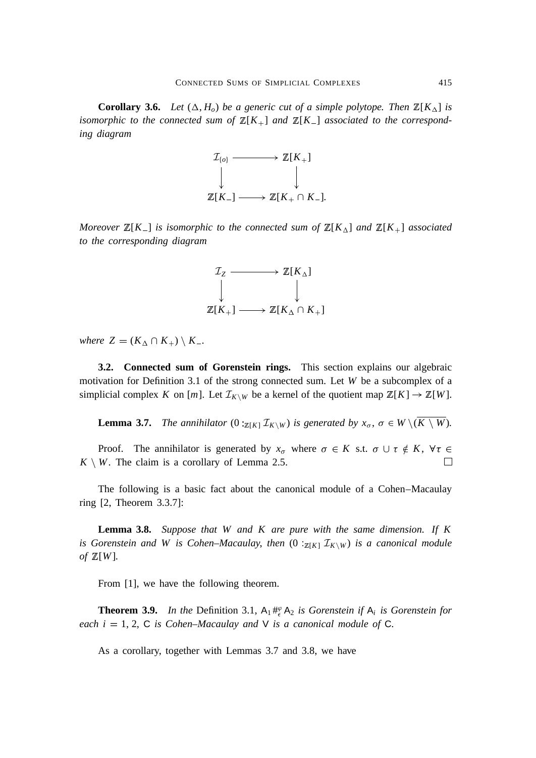**Corollary 3.6.** *Let $(\Delta, H_o)$ be a generic cut of a simple polytope. Then $\mathbb{Z}[K_\Delta]$ is isomorphic to the connected sum of $\mathbb{Z}[K_+]$ and $\mathbb{Z}[K_-]$ associated to the corresponding diagram*

$$\begin{array}{ccc} \mathcal{I}_{\{o\}} & \longrightarrow & \mathbb{Z}[K_+] \\ \downarrow & & \downarrow \\ \mathbb{Z}[K_-] & \longrightarrow & \mathbb{Z}[K_+ \cap K_-]. \end{array}$$

*Moreover $\mathbb{Z}[K_-]$ is isomorphic to the connected sum of $\mathbb{Z}[K_\Delta]$ and $\mathbb{Z}[K_+]$ associated to the corresponding diagram*

$$\begin{array}{ccc} \mathcal{I}_{Z} & \longrightarrow & \mathbb{Z}[K_\Delta] \\ \downarrow & & \downarrow \\ \mathbb{Z}[K_+] & \longrightarrow & \mathbb{Z}[K_\Delta \cap K_+] \end{array}$$

*where $Z = (K_\Delta \cap K_+) \setminus K_-$.*

**3.2. Connected sum of Gorenstein rings.** This section explains our algebraic motivation for Definition 3.1 of the strong connected sum. Let $W$ be a subcomplex of a simplicial complex $K$ on $[m]$. Let $\mathcal{I}_{K \setminus W}$ be a kernel of the quotient map $\mathbb{Z}[K] \to \mathbb{Z}[W]$.

**Lemma 3.7.** *The annihilator $(0 :_{\mathbb{Z}[K]} \mathcal{I}_{K \setminus W})$ is generated by $x_\sigma$, $\sigma \in W \setminus (\overline{K \setminus W})$.*

Proof. The annihilator is generated by $x_\sigma$ where $\sigma \in K$ s.t. $\sigma \cup \tau \notin K$, $\forall \tau \in K \setminus W$. The claim is a corollary of Lemma 2.5. □

The following is a basic fact about the canonical module of a Cohen–Macaulay ring [2, Theorem 3.3.7]:

**Lemma 3.8.** *Suppose that $W$ and $K$ are pure with the same dimension. If $K$ is Gorenstein and $W$ is Cohen–Macaulay, then $(0 :_{\mathbb{Z}[K]} \mathcal{I}_{K \setminus W})$ is a canonical module of $\mathbb{Z}[W]$.*

From [1], we have the following theorem.

**Theorem 3.9.** *In the* Definition 3.1, $\mathsf{A}_1 \#_\epsilon^\varphi \mathsf{A}_2$ *is Gorenstein if $\mathsf{A}_i$ is Gorenstein for each $i = 1, 2$, $\mathsf{C}$ is Cohen–Macaulay and $\mathsf{V}$ is a canonical module of $\mathsf{C}$.*

As a corollary, together with Lemmas 3.7 and 3.8, we have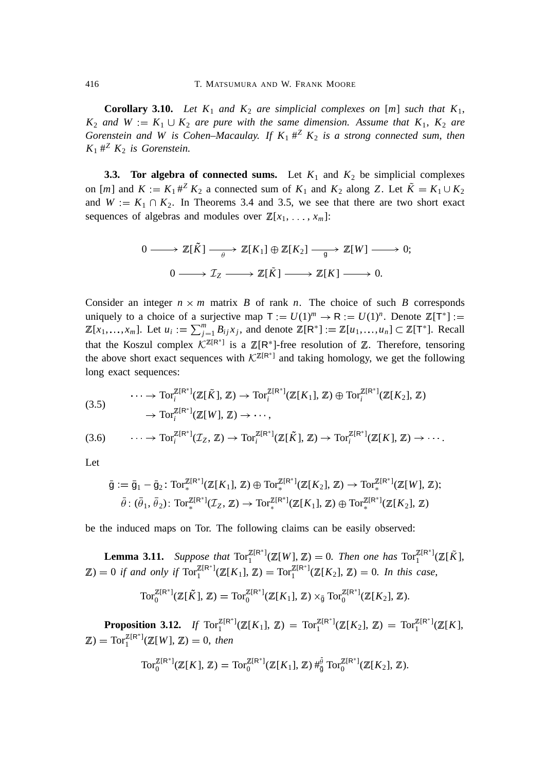**Corollary 3.10.** *Let $K_1$ and $K_2$ are simplicial complexes on $[m]$ such that $K_1$, $K_2$ and $W := K_1 \cup K_2$ are pure with the same dimension. Assume that $K_1$, $K_2$ are Gorenstein and $W$ is Cohen–Macaulay. If $K_1 \#^Z K_2$ is a strong connected sum, then $K_1 \#^Z K_2$ is Gorenstein.*

**3.3. Tor algebra of connected sums.** Let $K_1$ and $K_2$ be simplicial complexes on $[m]$ and $K := K_1 \#^Z K_2$ a connected sum of $K_1$ and $K_2$ along $Z$. Let $\tilde{K} = K_1 \cup K_2$ and $W := K_1 \cap K_2$. In Theorems 3.4 and 3.5, we see that there are two short exact sequences of algebras and modules over $\mathbb{Z}[x_1, \ldots, x_m]$:

$$0 \longrightarrow \mathbb{Z}[\tilde{K}] \xrightarrow[\theta]{} \mathbb{Z}[K_1] \oplus \mathbb{Z}[K_2] \xrightarrow[\mathsf{g}]{} \mathbb{Z}[W] \longrightarrow 0;$$

$$0 \longrightarrow \mathcal{I}_Z \longrightarrow \mathbb{Z}[\tilde{K}] \longrightarrow \mathbb{Z}[K] \longrightarrow 0.$$

Consider an integer $n \times m$ matrix $B$ of rank $n$. The choice of such $B$ corresponds uniquely to a choice of a surjective map $\mathsf{T} := U(1)^m \to \mathsf{R} := U(1)^n$. Denote $\mathbb{Z}[\mathsf{T}^*] := \mathbb{Z}[x_1, \ldots, x_m]$. Let $u_i := \sum_{j=1}^m B_{ij} x_j$, and denote $\mathbb{Z}[\mathsf{R}^*] := \mathbb{Z}[u_1, \ldots, u_n] \subset \mathbb{Z}[\mathsf{T}^*]$. Recall that the Koszul complex $\mathcal{K}^{\mathbb{Z}[\mathsf{R}^*]}$ is a $\mathbb{Z}[\mathsf{R}^*]$-free resolution of $\mathbb{Z}$. Therefore, tensoring the above short exact sequences with $\mathcal{K}^{\mathbb{Z}[\mathsf{R}^*]}$ and taking homology, we get the following long exact sequences:

$$\begin{aligned} \cdots \to \operatorname{Tor}_i^{\mathbb{Z}[\mathsf{R}^*]}(\mathbb{Z}[\tilde{K}], \mathbb{Z}) &\to \operatorname{Tor}_i^{\mathbb{Z}[\mathsf{R}^*]}(\mathbb{Z}[K_1], \mathbb{Z}) \oplus \operatorname{Tor}_i^{\mathbb{Z}[\mathsf{R}^*]}(\mathbb{Z}[K_2], \mathbb{Z}) \\ &\to \operatorname{Tor}_i^{\mathbb{Z}[\mathsf{R}^*]}(\mathbb{Z}[W], \mathbb{Z}) \to \cdots, \end{aligned} \tag{3.5}$$

$$\cdots \to \operatorname{Tor}_i^{\mathbb{Z}[\mathsf{R}^*]}(\mathcal{I}_Z, \mathbb{Z}) \to \operatorname{Tor}_i^{\mathbb{Z}[\mathsf{R}^*]}(\mathbb{Z}[\tilde{K}], \mathbb{Z}) \to \operatorname{Tor}_i^{\mathbb{Z}[\mathsf{R}^*]}(\mathbb{Z}[K], \mathbb{Z}) \to \cdots. \tag{3.6}$$

Let

$$\bar{\mathsf{g}} := \bar{\mathsf{g}}_1 - \bar{\mathsf{g}}_2 \colon \operatorname{Tor}_*^{\mathbb{Z}[\mathsf{R}^*]}(\mathbb{Z}[K_1], \mathbb{Z}) \oplus \operatorname{Tor}_*^{\mathbb{Z}[\mathsf{R}^*]}(\mathbb{Z}[K_2], \mathbb{Z}) \to \operatorname{Tor}_*^{\mathbb{Z}[\mathsf{R}^*]}(\mathbb{Z}[W], \mathbb{Z});$$
$$\bar{\theta} \colon (\bar{\theta}_1, \bar{\theta}_2) \colon \operatorname{Tor}_*^{\mathbb{Z}[\mathsf{R}^*]}(\mathcal{I}_Z, \mathbb{Z}) \to \operatorname{Tor}_*^{\mathbb{Z}[\mathsf{R}^*]}(\mathbb{Z}[K_1], \mathbb{Z}) \oplus \operatorname{Tor}_*^{\mathbb{Z}[\mathsf{R}^*]}(\mathbb{Z}[K_2], \mathbb{Z})$$

be the induced maps on Tor. The following claims can be easily observed:

**Lemma 3.11.** *Suppose that $\operatorname{Tor}_1^{\mathbb{Z}[\mathsf{R}^*]}(\mathbb{Z}[W], \mathbb{Z}) = 0$. Then one has $\operatorname{Tor}_1^{\mathbb{Z}[\mathsf{R}^*]}(\mathbb{Z}[\tilde{K}], \mathbb{Z}) = 0$ if and only if $\operatorname{Tor}_1^{\mathbb{Z}[\mathsf{R}^*]}(\mathbb{Z}[K_1], \mathbb{Z}) = \operatorname{Tor}_1^{\mathbb{Z}[\mathsf{R}^*]}(\mathbb{Z}[K_2], \mathbb{Z}) = 0$. In this case,*

$$\operatorname{Tor}_0^{\mathbb{Z}[\mathsf{R}^*]}(\mathbb{Z}[\tilde{K}], \mathbb{Z}) = \operatorname{Tor}_0^{\mathbb{Z}[\mathsf{R}^*]}(\mathbb{Z}[K_1], \mathbb{Z}) \times_{\bar{\mathsf{g}}} \operatorname{Tor}_0^{\mathbb{Z}[\mathsf{R}^*]}(\mathbb{Z}[K_2], \mathbb{Z}).$$

**Proposition 3.12.** *If $\operatorname{Tor}_1^{\mathbb{Z}[\mathsf{R}^*]}(\mathbb{Z}[K_1], \mathbb{Z}) = \operatorname{Tor}_1^{\mathbb{Z}[\mathsf{R}^*]}(\mathbb{Z}[K_2], \mathbb{Z}) = \operatorname{Tor}_1^{\mathbb{Z}[\mathsf{R}^*]}(\mathbb{Z}[K], \mathbb{Z}) = \operatorname{Tor}_1^{\mathbb{Z}[\mathsf{R}^*]}(\mathbb{Z}[W], \mathbb{Z}) = 0$, then*

$$\operatorname{Tor}_0^{\mathbb{Z}[\mathsf{R}^*]}(\mathbb{Z}[K], \mathbb{Z}) = \operatorname{Tor}_0^{\mathbb{Z}[\mathsf{R}^*]}(\mathbb{Z}[K_1], \mathbb{Z}) \#_{\bar{\mathsf{g}}}^{\bar{\theta}} \operatorname{Tor}_0^{\mathbb{Z}[\mathsf{R}^*]}(\mathbb{Z}[K_2], \mathbb{Z}).$$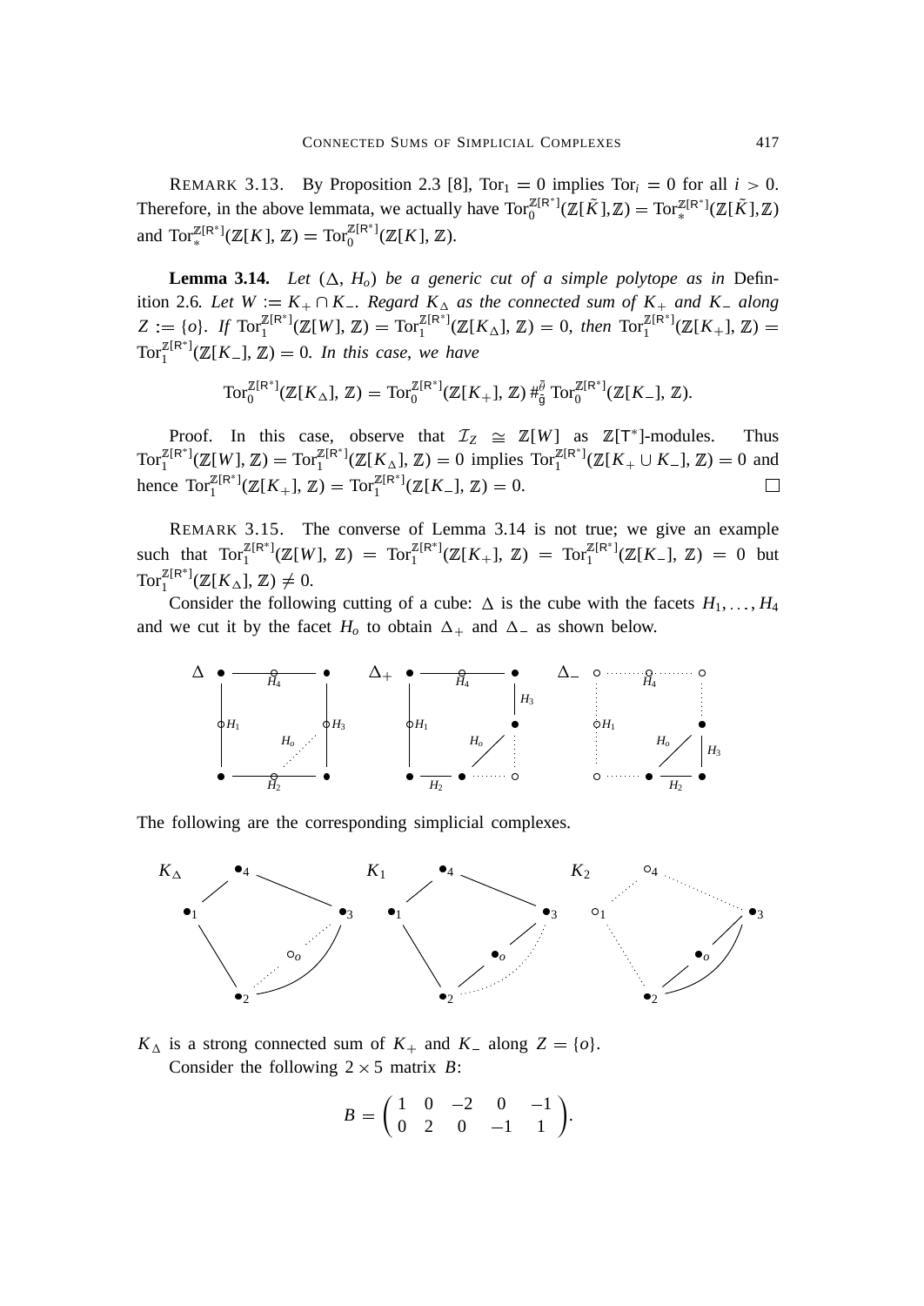REMARK 3.13. By Proposition 2.3 [8], $\mathrm{Tor}_1 = 0$ implies $\mathrm{Tor}_i = 0$ for all $i > 0$. Therefore, in the above lemmata, we actually have $\mathrm{Tor}_0^{\mathbb{Z}[\mathsf{R}^*]}(\mathbb{Z}[\tilde{K}],\mathbb{Z}) = \mathrm{Tor}_*^{\mathbb{Z}[\mathsf{R}^*]}(\mathbb{Z}[\tilde{K}],\mathbb{Z})$ and $\mathrm{Tor}_*^{\mathbb{Z}[\mathsf{R}^*]}(\mathbb{Z}[K],\mathbb{Z}) = \mathrm{Tor}_0^{\mathbb{Z}[\mathsf{R}^*]}(\mathbb{Z}[K],\mathbb{Z})$.

**Lemma 3.14.** *Let $(\Delta, H_o)$ be a generic cut of a simple polytope as in* Definition 2.6*. Let $W := K_+ \cap K_-$. Regard $K_\Delta$ as the connected sum of $K_+$ and $K_-$ along $Z := \{o\}$. If $\mathrm{Tor}_1^{\mathbb{Z}[\mathsf{R}^*]}(\mathbb{Z}[W],\mathbb{Z}) = \mathrm{Tor}_1^{\mathbb{Z}[\mathsf{R}^*]}(\mathbb{Z}[K_\Delta],\mathbb{Z}) = 0$, then $\mathrm{Tor}_1^{\mathbb{Z}[\mathsf{R}^*]}(\mathbb{Z}[K_+],\mathbb{Z}) = \mathrm{Tor}_1^{\mathbb{Z}[\mathsf{R}^*]}(\mathbb{Z}[K_-],\mathbb{Z}) = 0$. In this case, we have*

$$\mathrm{Tor}_0^{\mathbb{Z}[\mathsf{R}^*]}(\mathbb{Z}[K_\Delta],\mathbb{Z}) = \mathrm{Tor}_0^{\mathbb{Z}[\mathsf{R}^*]}(\mathbb{Z}[K_+],\mathbb{Z}) \,\#_{\tilde{\mathfrak{g}}}^{\tilde{\theta}}\, \mathrm{Tor}_0^{\mathbb{Z}[\mathsf{R}^*]}(\mathbb{Z}[K_-],\mathbb{Z}).$$

Proof. In this case, observe that $\mathcal{I}_Z \cong \mathbb{Z}[W]$ as $\mathbb{Z}[\mathsf{T}^*]$-modules. Thus $\mathrm{Tor}_1^{\mathbb{Z}[\mathsf{R}^*]}(\mathbb{Z}[W],\mathbb{Z}) = \mathrm{Tor}_1^{\mathbb{Z}[\mathsf{R}^*]}(\mathbb{Z}[K_\Delta],\mathbb{Z}) = 0$ implies $\mathrm{Tor}_1^{\mathbb{Z}[\mathsf{R}^*]}(\mathbb{Z}[K_+ \cup K_-],\mathbb{Z}) = 0$ and hence $\mathrm{Tor}_1^{\mathbb{Z}[\mathsf{R}^*]}(\mathbb{Z}[K_+],\mathbb{Z}) = \mathrm{Tor}_1^{\mathbb{Z}[\mathsf{R}^*]}(\mathbb{Z}[K_-],\mathbb{Z}) = 0$. □

REMARK 3.15. The converse of Lemma 3.14 is not true; we give an example such that $\mathrm{Tor}_1^{\mathbb{Z}[\mathsf{R}^*]}(\mathbb{Z}[W],\mathbb{Z}) = \mathrm{Tor}_1^{\mathbb{Z}[\mathsf{R}^*]}(\mathbb{Z}[K_+],\mathbb{Z}) = \mathrm{Tor}_1^{\mathbb{Z}[\mathsf{R}^*]}(\mathbb{Z}[K_-],\mathbb{Z}) = 0$ but $\mathrm{Tor}_1^{\mathbb{Z}[\mathsf{R}^*]}(\mathbb{Z}[K_\Delta],\mathbb{Z}) \neq 0$.

Consider the following cutting of a cube: $\Delta$ is the cube with the facets $H_1,\dots,H_4$ and we cut it by the facet $H_o$ to obtain $\Delta_+$ and $\Delta_-$ as shown below.

The following are the corresponding simplicial complexes.

$K_\Delta$ is a strong connected sum of $K_+$ and $K_-$ along $Z = \{o\}$.

Consider the following $2 \times 5$ matrix $B$:

$$B = \begin{pmatrix} 1 & 0 & -2 & 0 & -1 \\ 0 & 2 & 0 & -1 & 1 \end{pmatrix}.$$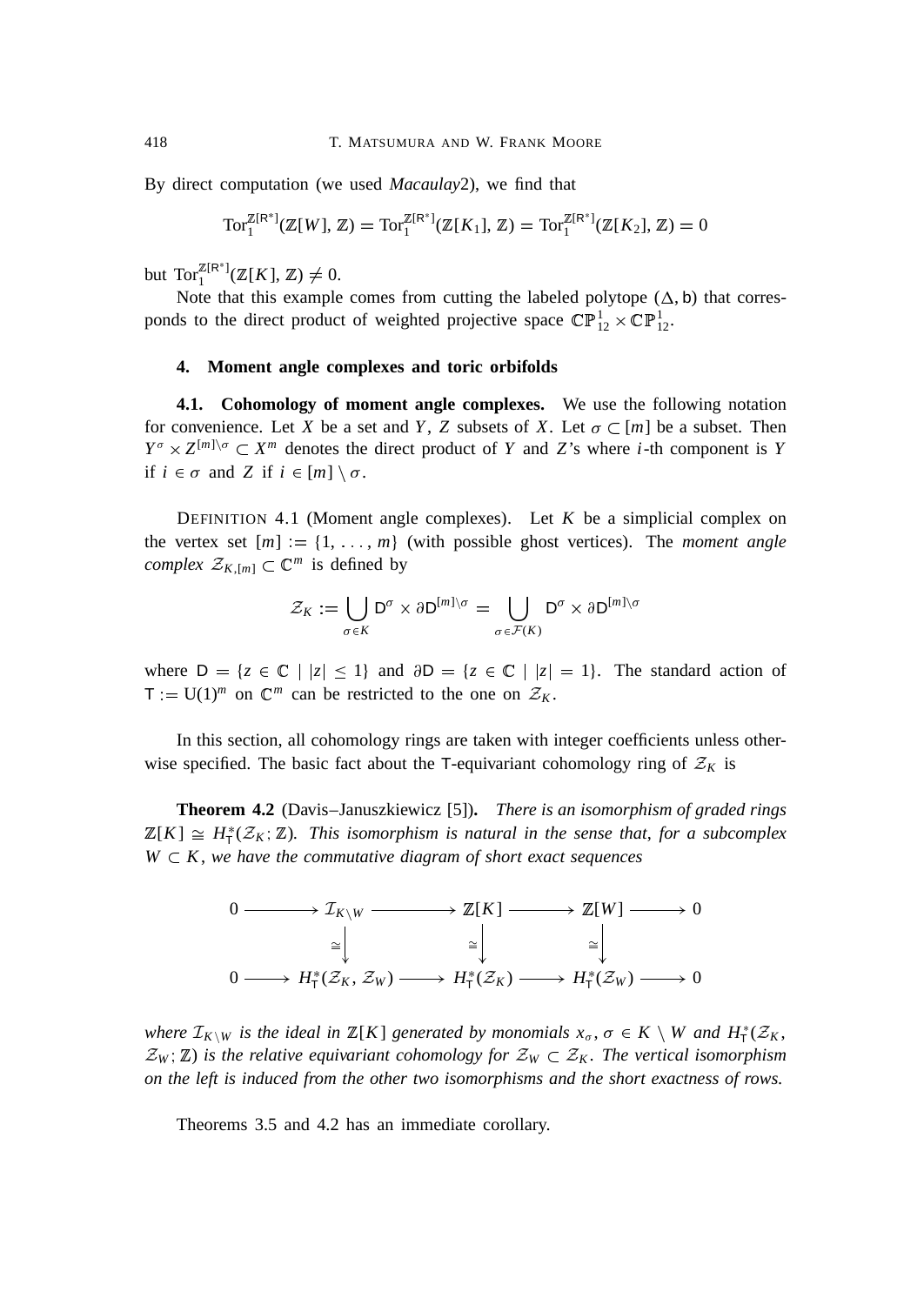By direct computation (we used *Macaulay*2), we find that

$$\mathrm{Tor}_1^{\mathbb{Z}[\mathsf{R}^*]}(\mathbb{Z}[W], \mathbb{Z}) = \mathrm{Tor}_1^{\mathbb{Z}[\mathsf{R}^*]}(\mathbb{Z}[K_1], \mathbb{Z}) = \mathrm{Tor}_1^{\mathbb{Z}[\mathsf{R}^*]}(\mathbb{Z}[K_2], \mathbb{Z}) = 0$$

but $\mathrm{Tor}_1^{\mathbb{Z}[\mathsf{R}^*]}(\mathbb{Z}[K], \mathbb{Z}) \neq 0$.

Note that this example comes from cutting the labeled polytope $(\Delta, \mathsf{b})$ that corresponds to the direct product of weighted projective space $\mathbb{CP}^1_{12} \times \mathbb{CP}^1_{12}$.

## 4. Moment angle complexes and toric orbifolds

**4.1. Cohomology of moment angle complexes.** We use the following notation for convenience. Let $X$ be a set and $Y$, $Z$ subsets of $X$. Let $\sigma \subset [m]$ be a subset. Then $Y^\sigma \times Z^{[m]\setminus\sigma} \subset X^m$ denotes the direct product of $Y$ and $Z$'s where $i$-th component is $Y$ if $i \in \sigma$ and $Z$ if $i \in [m] \setminus \sigma$.

DEFINITION 4.1 (Moment angle complexes). Let $K$ be a simplicial complex on the vertex set $[m] := \{1, \ldots, m\}$ (with possible ghost vertices). The *moment angle complex* $\mathcal{Z}_{K,[m]} \subset \mathbb{C}^m$ is defined by

$$\mathcal{Z}_K := \bigcup_{\sigma \in K} \mathsf{D}^\sigma \times \partial\mathsf{D}^{[m]\setminus\sigma} = \bigcup_{\sigma \in \mathcal{F}(K)} \mathsf{D}^\sigma \times \partial\mathsf{D}^{[m]\setminus\sigma}$$

where $\mathsf{D} = \{z \in \mathbb{C} \mid |z| \leq 1\}$ and $\partial\mathsf{D} = \{z \in \mathbb{C} \mid |z| = 1\}$. The standard action of $\mathsf{T} := \mathrm{U}(1)^m$ on $\mathbb{C}^m$ can be restricted to the one on $\mathcal{Z}_K$.

In this section, all cohomology rings are taken with integer coefficients unless otherwise specified. The basic fact about the $\mathsf{T}$-equivariant cohomology ring of $\mathcal{Z}_K$ is

**Theorem 4.2** (Davis–Januszkiewicz [5]). *There is an isomorphism of graded rings $\mathbb{Z}[K] \cong H^*_{\mathsf{T}}(\mathcal{Z}_K; \mathbb{Z})$. This isomorphism is natural in the sense that, for a subcomplex $W \subset K$, we have the commutative diagram of short exact sequences*

$$\begin{array}{ccccccccc}
0 & \longrightarrow & \mathcal{I}_{K\setminus W} & \longrightarrow & \mathbb{Z}[K] & \longrightarrow & \mathbb{Z}[W] & \longrightarrow & 0 \\
 & & \cong\downarrow & & \cong\downarrow & & \cong\downarrow & & \\
0 & \longrightarrow & H^*_{\mathsf{T}}(\mathcal{Z}_K, \mathcal{Z}_W) & \longrightarrow & H^*_{\mathsf{T}}(\mathcal{Z}_K) & \longrightarrow & H^*_{\mathsf{T}}(\mathcal{Z}_W) & \longrightarrow & 0
\end{array}$$

*where $\mathcal{I}_{K\setminus W}$ is the ideal in $\mathbb{Z}[K]$ generated by monomials $x_\sigma$, $\sigma \in K \setminus W$ and $H^*_{\mathsf{T}}(\mathcal{Z}_K, \mathcal{Z}_W; \mathbb{Z})$ is the relative equivariant cohomology for $\mathcal{Z}_W \subset \mathcal{Z}_K$. The vertical isomorphism on the left is induced from the other two isomorphisms and the short exactness of rows.*

Theorems 3.5 and 4.2 has an immediate corollary.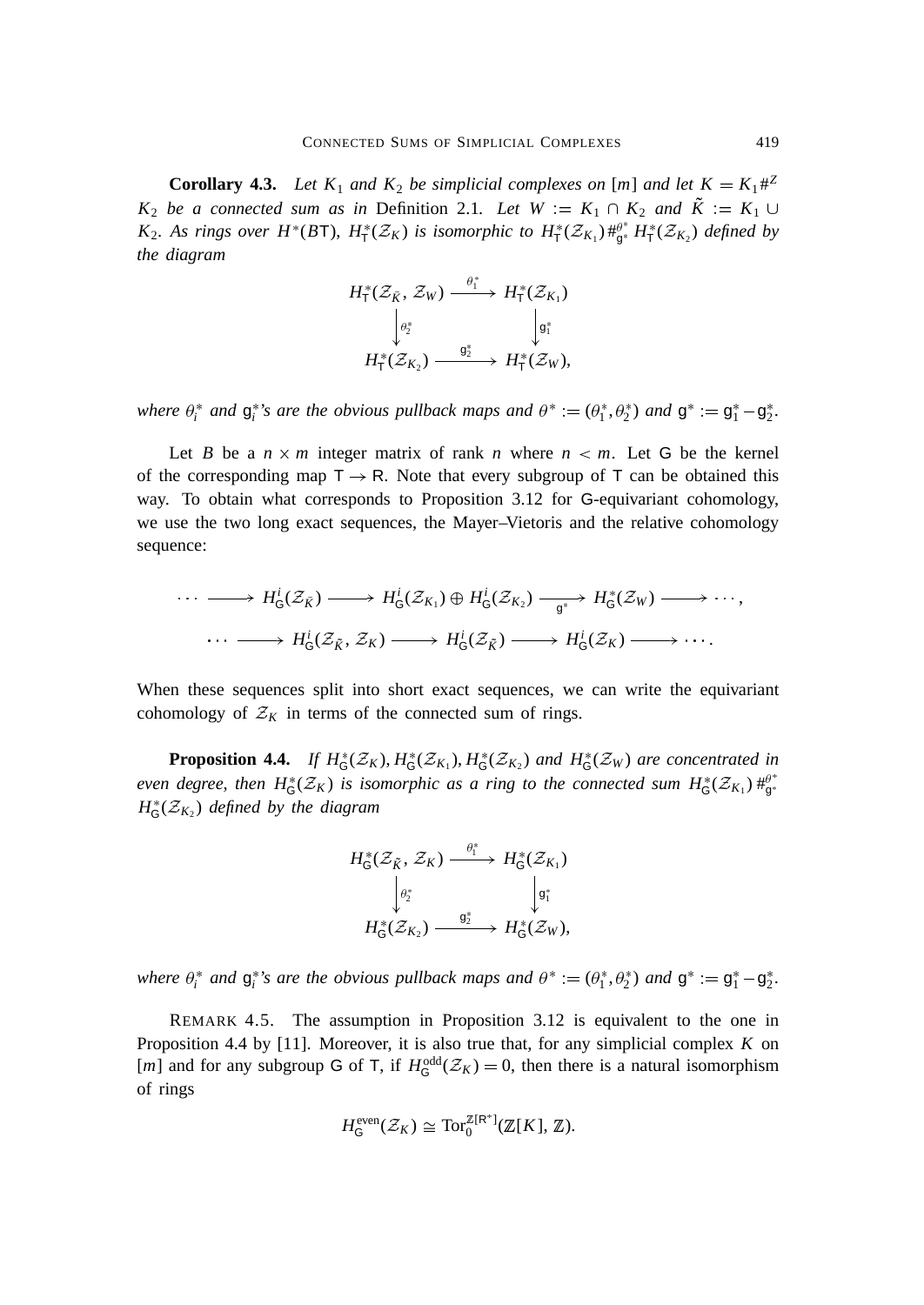**Corollary 4.3.** *Let $K_1$ and $K_2$ be simplicial complexes on $[m]$ and let $K = K_1 \#^Z K_2$ be a connected sum as in* Definition 2.1*. Let $W := K_1 \cap K_2$ and $\tilde{K} := K_1 \cup K_2$. As rings over $H^*(B\mathsf{T})$, $H^*_{\mathsf{T}}(\mathcal{Z}_K)$ is isomorphic to $H^*_{\mathsf{T}}(\mathcal{Z}_{K_1}) \#^{\theta^*}_{\mathsf{g}^*} H^*_{\mathsf{T}}(\mathcal{Z}_{K_2})$ defined by the diagram*

$$\begin{array}{ccc} H^*_{\mathsf{T}}(\mathcal{Z}_{\tilde{K}}, \mathcal{Z}_W) & \xrightarrow{\theta_1^*} & H^*_{\mathsf{T}}(\mathcal{Z}_{K_1}) \\ \Big\downarrow{\scriptstyle \theta_2^*} & & \Big\downarrow{\scriptstyle \mathsf{g}_1^*} \\ H^*_{\mathsf{T}}(\mathcal{Z}_{K_2}) & \xrightarrow{\mathsf{g}_2^*} & H^*_{\mathsf{T}}(\mathcal{Z}_W), \end{array}$$

*where $\theta_i^*$ and $\mathsf{g}_i^*$'s are the obvious pullback maps and $\theta^* := (\theta_1^*, \theta_2^*)$ and $\mathsf{g}^* := \mathsf{g}_1^* - \mathsf{g}_2^*$.*

Let $B$ be a $n \times m$ integer matrix of rank $n$ where $n < m$. Let $\mathsf{G}$ be the kernel of the corresponding map $\mathsf{T} \to \mathsf{R}$. Note that every subgroup of $\mathsf{T}$ can be obtained this way. To obtain what corresponds to Proposition 3.12 for $\mathsf{G}$-equivariant cohomology, we use the two long exact sequences, the Mayer–Vietoris and the relative cohomology sequence:

$$\cdots \longrightarrow H^i_{\mathsf{G}}(\mathcal{Z}_{\tilde{K}}) \longrightarrow H^i_{\mathsf{G}}(\mathcal{Z}_{K_1}) \oplus H^i_{\mathsf{G}}(\mathcal{Z}_{K_2}) \xrightarrow[\mathsf{g}^*]{} H^*_{\mathsf{G}}(\mathcal{Z}_W) \longrightarrow \cdots,$$

$$\cdots \longrightarrow H^i_{\mathsf{G}}(\mathcal{Z}_{\tilde{K}}, \mathcal{Z}_K) \longrightarrow H^i_{\mathsf{G}}(\mathcal{Z}_{\tilde{K}}) \longrightarrow H^i_{\mathsf{G}}(\mathcal{Z}_K) \longrightarrow \cdots.$$

When these sequences split into short exact sequences, we can write the equivariant cohomology of $\mathcal{Z}_K$ in terms of the connected sum of rings.

**Proposition 4.4.** *If $H^*_{\mathsf{G}}(\mathcal{Z}_K), H^*_{\mathsf{G}}(\mathcal{Z}_{K_1}), H^*_{\mathsf{G}}(\mathcal{Z}_{K_2})$ and $H^*_{\mathsf{G}}(\mathcal{Z}_W)$ are concentrated in even degree, then $H^*_{\mathsf{G}}(\mathcal{Z}_K)$ is isomorphic as a ring to the connected sum $H^*_{\mathsf{G}}(\mathcal{Z}_{K_1}) \#^{\theta^*}_{\mathsf{g}^*} H^*_{\mathsf{G}}(\mathcal{Z}_{K_2})$ defined by the diagram*

$$\begin{array}{ccc} H^*_{\mathsf{G}}(\mathcal{Z}_{\tilde{K}}, \mathcal{Z}_K) & \xrightarrow{\theta_1^*} & H^*_{\mathsf{G}}(\mathcal{Z}_{K_1}) \\ \Big\downarrow{\scriptstyle \theta_2^*} & & \Big\downarrow{\scriptstyle \mathsf{g}_1^*} \\ H^*_{\mathsf{G}}(\mathcal{Z}_{K_2}) & \xrightarrow{\mathsf{g}_2^*} & H^*_{\mathsf{G}}(\mathcal{Z}_W), \end{array}$$

*where $\theta_i^*$ and $\mathsf{g}_i^*$'s are the obvious pullback maps and $\theta^* := (\theta_1^*, \theta_2^*)$ and $\mathsf{g}^* := \mathsf{g}_1^* - \mathsf{g}_2^*$.*

REMARK 4.5. The assumption in Proposition 3.12 is equivalent to the one in Proposition 4.4 by [11]. Moreover, it is also true that, for any simplicial complex $K$ on $[m]$ and for any subgroup $\mathsf{G}$ of $\mathsf{T}$, if $H^{\mathrm{odd}}_{\mathsf{G}}(\mathcal{Z}_K) = 0$, then there is a natural isomorphism of rings

$$H^{\mathrm{even}}_{\mathsf{G}}(\mathcal{Z}_K) \cong \mathrm{Tor}_0^{\mathbb{Z}[\mathsf{R}^*]}(\mathbb{Z}[K], \mathbb{Z}).$$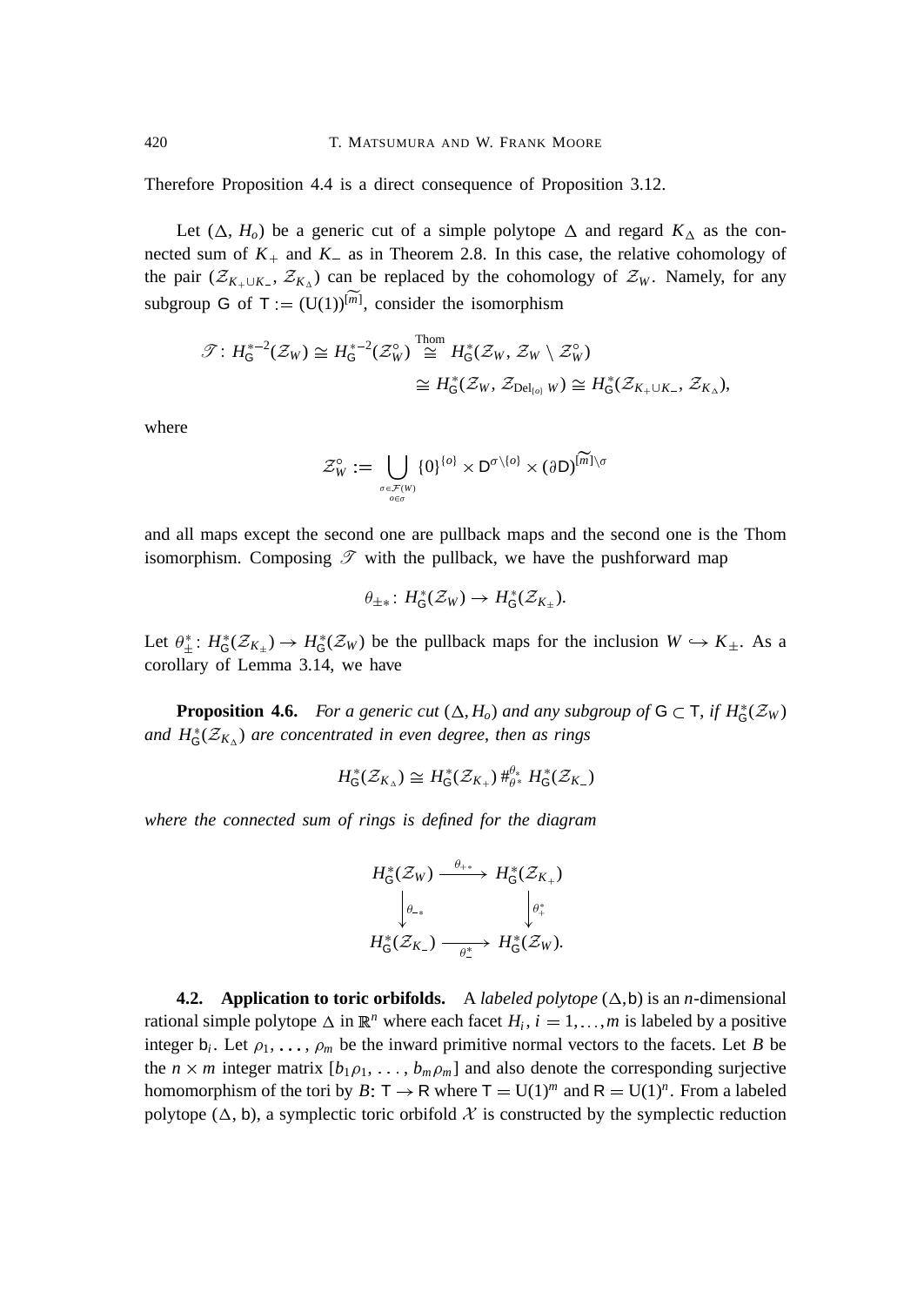Therefore Proposition 4.4 is a direct consequence of Proposition 3.12.

Let $(\Delta, H_o)$ be a generic cut of a simple polytope $\Delta$ and regard $K_\Delta$ as the connected sum of $K_+$ and $K_-$ as in Theorem 2.8. In this case, the relative cohomology of the pair $(\mathcal{Z}_{K_+\cup K_-}, \mathcal{Z}_{K_\Delta})$ can be replaced by the cohomology of $\mathcal{Z}_W$. Namely, for any subgroup $\mathsf{G}$ of $\mathsf{T} := (\mathrm{U}(1))^{\widetilde{[m]}}$, consider the isomorphism

$$
\begin{aligned}
\mathscr{T}\colon H^{*-2}_{\mathsf{G}}(\mathcal{Z}_W) \cong H^{*-2}_{\mathsf{G}}(\mathcal{Z}^\circ_W) &\overset{\text{Thom}}{\cong} H^*_{\mathsf{G}}(\mathcal{Z}_W, \mathcal{Z}_W \setminus \mathcal{Z}^\circ_W)\\
&\cong H^*_{\mathsf{G}}(\mathcal{Z}_W, \mathcal{Z}_{\mathrm{Del}_{\{o\}}W}) \cong H^*_{\mathsf{G}}(\mathcal{Z}_{K_+\cup K_-}, \mathcal{Z}_{K_\Delta}),
\end{aligned}
$$

where

$$
\mathcal{Z}^\circ_W := \bigcup_{\substack{\sigma\in\mathcal{F}(W)\\ o\in\sigma}} \{0\}^{\{o\}} \times \mathsf{D}^{\sigma\setminus\{o\}} \times (\partial \mathsf{D})^{\widetilde{[m]}\setminus\sigma}
$$

and all maps except the second one are pullback maps and the second one is the Thom isomorphism. Composing $\mathscr{T}$ with the pullback, we have the pushforward map

$$
\theta_{\pm *}\colon H^*_{\mathsf{G}}(\mathcal{Z}_W) \to H^*_{\mathsf{G}}(\mathcal{Z}_{K_\pm}).
$$

Let $\theta^*_\pm\colon H^*_{\mathsf{G}}(\mathcal{Z}_{K_\pm}) \to H^*_{\mathsf{G}}(\mathcal{Z}_W)$ be the pullback maps for the inclusion $W \hookrightarrow K_\pm$. As a corollary of Lemma 3.14, we have

**Proposition 4.6.** *For a generic cut $(\Delta, H_o)$ and any subgroup of $\mathsf{G} \subset \mathsf{T}$, if $H^*_{\mathsf{G}}(\mathcal{Z}_W)$ and $H^*_{\mathsf{G}}(\mathcal{Z}_{K_\Delta})$ are concentrated in even degree, then as rings*

$$
H^*_{\mathsf{G}}(\mathcal{Z}_{K_\Delta}) \cong H^*_{\mathsf{G}}(\mathcal{Z}_{K_+}) \#^{\theta_*}_{\theta^*} H^*_{\mathsf{G}}(\mathcal{Z}_{K_-})
$$

*where the connected sum of rings is defined for the diagram*

$$
\begin{array}{ccc}
H^*_{\mathsf{G}}(\mathcal{Z}_W) & \xrightarrow{\theta_{+*}} & H^*_{\mathsf{G}}(\mathcal{Z}_{K_+})\\
\Big\downarrow{\scriptstyle \theta_{-*}} & & \Big\downarrow{\scriptstyle \theta^*_+}\\
H^*_{\mathsf{G}}(\mathcal{Z}_{K_-}) & \xrightarrow[\theta^*_-]{} & H^*_{\mathsf{G}}(\mathcal{Z}_W).
\end{array}
$$

**4.2. Application to toric orbifolds.** A *labeled polytope* $(\Delta, \mathsf{b})$ is an $n$-dimensional rational simple polytope $\Delta$ in $\mathbb{R}^n$ where each facet $H_i$, $i = 1, \ldots, m$ is labeled by a positive integer $\mathsf{b}_i$. Let $\rho_1, \ldots, \rho_m$ be the inward primitive normal vectors to the facets. Let $B$ be the $n \times m$ integer matrix $[b_1\rho_1, \ldots, b_m\rho_m]$ and also denote the corresponding surjective homomorphism of the tori by $B\colon \mathsf{T} \to \mathsf{R}$ where $\mathsf{T} = \mathrm{U}(1)^m$ and $\mathsf{R} = \mathrm{U}(1)^n$. From a labeled polytope $(\Delta, \mathsf{b})$, a symplectic toric orbifold $\mathcal{X}$ is constructed by the symplectic reduction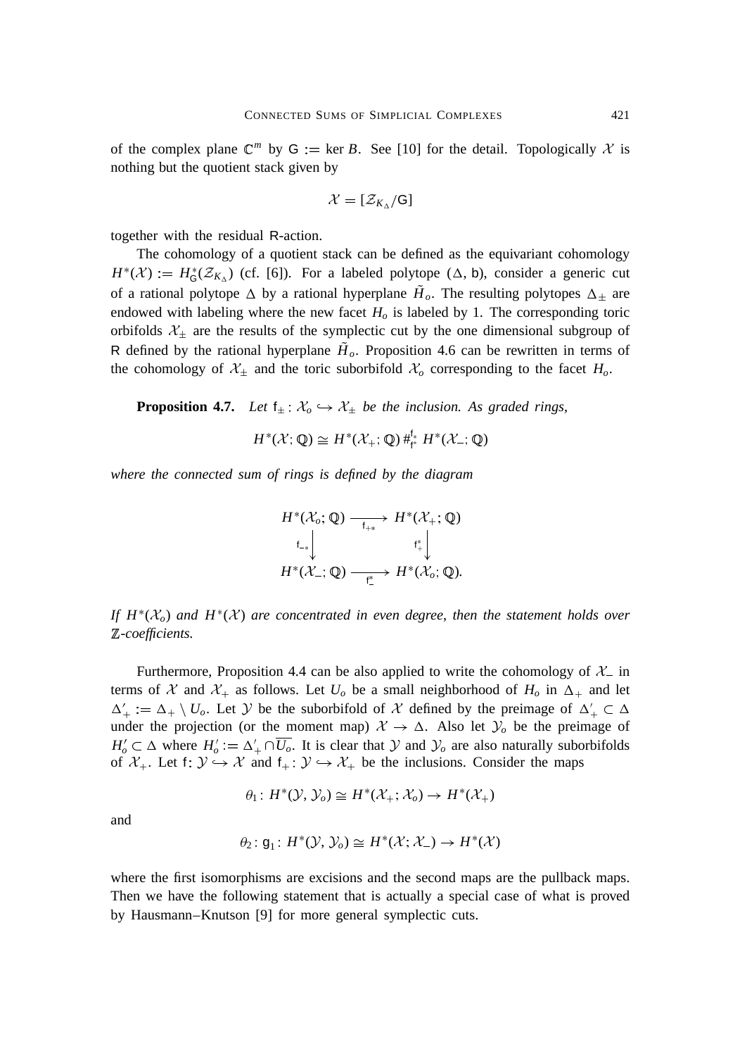of the complex plane $\mathbb{C}^m$ by $\mathsf{G} := \ker B$. See [10] for the detail. Topologically $\mathcal{X}$ is nothing but the quotient stack given by

$$\mathcal{X} = [\mathcal{Z}_{K_\Delta}/\mathsf{G}]$$

together with the residual $\mathsf{R}$-action.

The cohomology of a quotient stack can be defined as the equivariant cohomology $H^*(\mathcal{X}) := H^*_{\mathsf{G}}(\mathcal{Z}_{K_\Delta})$ (cf. [6]). For a labeled polytope $(\Delta, \mathsf{b})$, consider a generic cut of a rational polytope $\Delta$ by a rational hyperplane $\tilde{H}_o$. The resulting polytopes $\Delta_\pm$ are endowed with labeling where the new facet $H_o$ is labeled by 1. The corresponding toric orbifolds $\mathcal{X}_\pm$ are the results of the symplectic cut by the one dimensional subgroup of $\mathsf{R}$ defined by the rational hyperplane $\tilde{H}_o$. Proposition 4.6 can be rewritten in terms of the cohomology of $\mathcal{X}_\pm$ and the toric suborbifold $\mathcal{X}_o$ corresponding to the facet $H_o$.

**Proposition 4.7.** *Let $\mathsf{f}_\pm : \mathcal{X}_o \hookrightarrow \mathcal{X}_\pm$ be the inclusion. As graded rings,*

$$H^*(\mathcal{X}; \mathbb{Q}) \cong H^*(\mathcal{X}_+; \mathbb{Q}) \#^{\mathsf{f}_*}_{\mathsf{f}^*} H^*(\mathcal{X}_-; \mathbb{Q})$$

*where the connected sum of rings is defined by the diagram*

$$\begin{array}{ccc} H^*(\mathcal{X}_o; \mathbb{Q}) & \xrightarrow{\ \mathsf{f}_{+*}\ } & H^*(\mathcal{X}_+; \mathbb{Q}) \\ {\scriptstyle \mathsf{f}_{-*}} \downarrow & & \downarrow {\scriptstyle \mathsf{f}_+^*} \\ H^*(\mathcal{X}_-; \mathbb{Q}) & \xrightarrow{\ \mathsf{f}_-^*\ } & H^*(\mathcal{X}_o; \mathbb{Q}). \end{array}$$

*If $H^*(\mathcal{X}_o)$ and $H^*(\mathcal{X})$ are concentrated in even degree, then the statement holds over $\mathbb{Z}$-coefficients.*

Furthermore, Proposition 4.4 can be also applied to write the cohomology of $\mathcal{X}_-$ in terms of $\mathcal{X}$ and $\mathcal{X}_+$ as follows. Let $U_o$ be a small neighborhood of $H_o$ in $\Delta_+$ and let $\Delta'_+ := \Delta_+ \setminus U_o$. Let $\mathcal{Y}$ be the suborbifold of $\mathcal{X}$ defined by the preimage of $\Delta'_+ \subset \Delta$ under the projection (or the moment map) $\mathcal{X} \to \Delta$. Also let $\mathcal{Y}_o$ be the preimage of $H'_o \subset \Delta$ where $H'_o := \Delta'_+ \cap \overline{U_o}$. It is clear that $\mathcal{Y}$ and $\mathcal{Y}_o$ are also naturally suborbifolds of $\mathcal{X}_+$. Let $\mathsf{f} \colon \mathcal{Y} \hookrightarrow \mathcal{X}$ and $\mathsf{f}_+ \colon \mathcal{Y} \hookrightarrow \mathcal{X}_+$ be the inclusions. Consider the maps

$$\theta_1 \colon H^*(\mathcal{Y}, \mathcal{Y}_o) \cong H^*(\mathcal{X}_+; \mathcal{X}_o) \to H^*(\mathcal{X}_+)$$

and

$$\theta_2 \colon \mathsf{g}_1 \colon H^*(\mathcal{Y}, \mathcal{Y}_o) \cong H^*(\mathcal{X}; \mathcal{X}_-) \to H^*(\mathcal{X})$$

where the first isomorphisms are excisions and the second maps are the pullback maps. Then we have the following statement that is actually a special case of what is proved by Hausmann–Knutson [9] for more general symplectic cuts.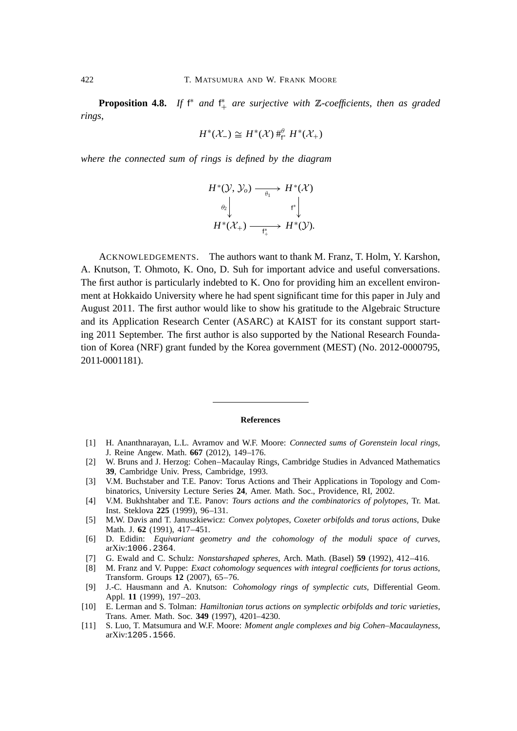**Proposition 4.8.** *If* $\mathsf{f}^*$ *and* $\mathsf{f}_+^*$ *are surjective with* $\mathbb{Z}$*-coefficients, then as graded rings,*

$$H^*(\mathcal{X}_-) \cong H^*(\mathcal{X}) \#_{\mathsf{f}^*}^{\theta} H^*(\mathcal{X}_+)$$

*where the connected sum of rings is defined by the diagram*

$$\begin{array}{ccc} H^*(\mathcal{Y}, \mathcal{Y}_o) & \xrightarrow[\theta_1]{} & H^*(\mathcal{X}) \\ {\scriptstyle\theta_2}\big\downarrow & & \big\downarrow{\scriptstyle\mathsf{f}^*} \\ H^*(\mathcal{X}_+) & \xrightarrow[\mathsf{f}_+^*]{} & H^*(\mathcal{Y}). \end{array}$$

ACKNOWLEDGEMENTS. The authors want to thank M. Franz, T. Holm, Y. Karshon, A. Knutson, T. Ohmoto, K. Ono, D. Suh for important advice and useful conversations. The first author is particularly indebted to K. Ono for providing him an excellent environment at Hokkaido University where he had spent significant time for this paper in July and August 2011. The first author would like to show his gratitude to the Algebraic Structure and its Application Research Center (ASARC) at KAIST for its constant support starting 2011 September. The first author is also supported by the National Research Foundation of Korea (NRF) grant funded by the Korea government (MEST) (No. 2012-0000795, 2011-0001181).

---

## References

[1] H. Ananthnarayan, L.L. Avramov and W.F. Moore: *Connected sums of Gorenstein local rings*, J. Reine Angew. Math. **667** (2012), 149–176.

[2] W. Bruns and J. Herzog: Cohen–Macaulay Rings, Cambridge Studies in Advanced Mathematics **39**, Cambridge Univ. Press, Cambridge, 1993.

[3] V.M. Buchstaber and T.E. Panov: Torus Actions and Their Applications in Topology and Combinatorics, University Lecture Series **24**, Amer. Math. Soc., Providence, RI, 2002.

[4] V.M. Bukhshtaber and T.E. Panov: *Tours actions and the combinatorics of polytopes*, Tr. Mat. Inst. Steklova **225** (1999), 96–131.

[5] M.W. Davis and T. Januszkiewicz: *Convex polytopes, Coxeter orbifolds and torus actions*, Duke Math. J. **62** (1991), 417–451.

[6] D. Edidin: *Equivariant geometry and the cohomology of the moduli space of curves*, arXiv:1006.2364.

[7] G. Ewald and C. Schulz: *Nonstarshaped spheres*, Arch. Math. (Basel) **59** (1992), 412–416.

[8] M. Franz and V. Puppe: *Exact cohomology sequences with integral coefficients for torus actions*, Transform. Groups **12** (2007), 65–76.

[9] J.-C. Hausmann and A. Knutson: *Cohomology rings of symplectic cuts*, Differential Geom. Appl. **11** (1999), 197–203.

[10] E. Lerman and S. Tolman: *Hamiltonian torus actions on symplectic orbifolds and toric varieties*, Trans. Amer. Math. Soc. **349** (1997), 4201–4230.

[11] S. Luo, T. Matsumura and W.F. Moore: *Moment angle complexes and big Cohen–Macaulayness*, arXiv:1205.1566.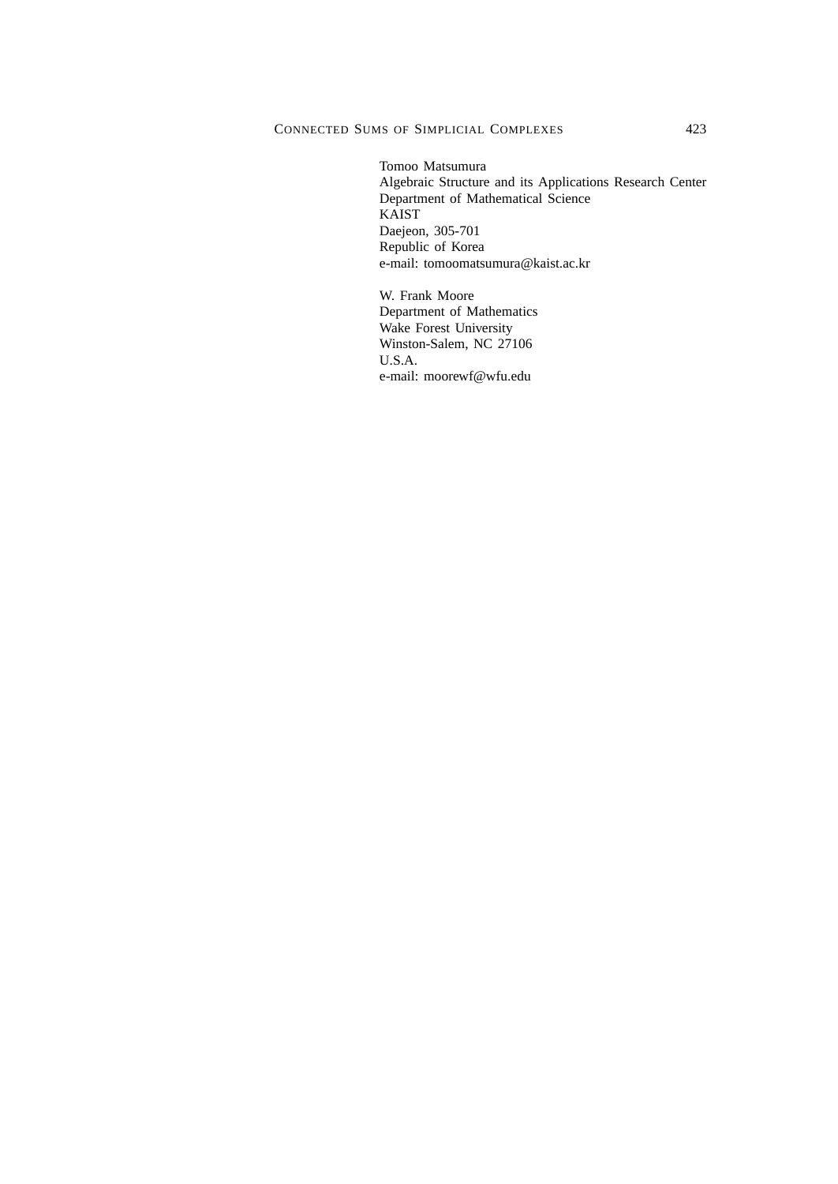Tomoo Matsumura
Algebraic Structure and its Applications Research Center
Department of Mathematical Science
KAIST
Daejeon, 305-701
Republic of Korea
e-mail: tomoomatsumura@kaist.ac.kr

W. Frank Moore
Department of Mathematics
Wake Forest University
Winston-Salem, NC 27106
U.S.A.
e-mail: moorewf@wfu.edu